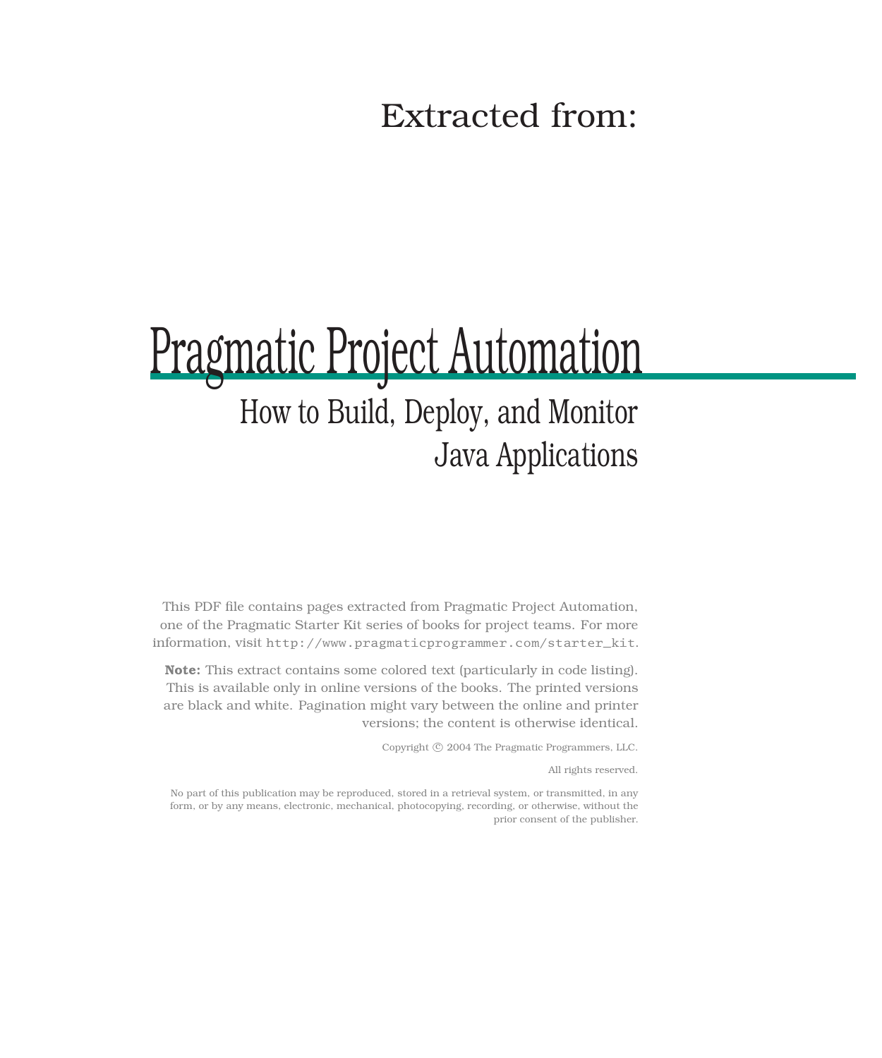Extracted from:

# Pragmatic Project Automation

## How to Build, Deploy, and Monitor Java Applications

This PDF file contains pages extracted from Pragmatic Project Automation, one of the Pragmatic Starter Kit series of books for project teams. For more information, visit `http://www.pragmaticprogrammer.com/starter_kit`.

**Note:** This extract contains some colored text (particularly in code listing). This is available only in online versions of the books. The printed versions are black and white. Pagination might vary between the online and printer versions; the content is otherwise identical.

Copyright © 2004 The Pragmatic Programmers, LLC.

All rights reserved.

No part of this publication may be reproduced, stored in a retrieval system, or transmitted, in any form, or by any means, electronic, mechanical, photocopying, recording, or otherwise, without the prior consent of the publisher.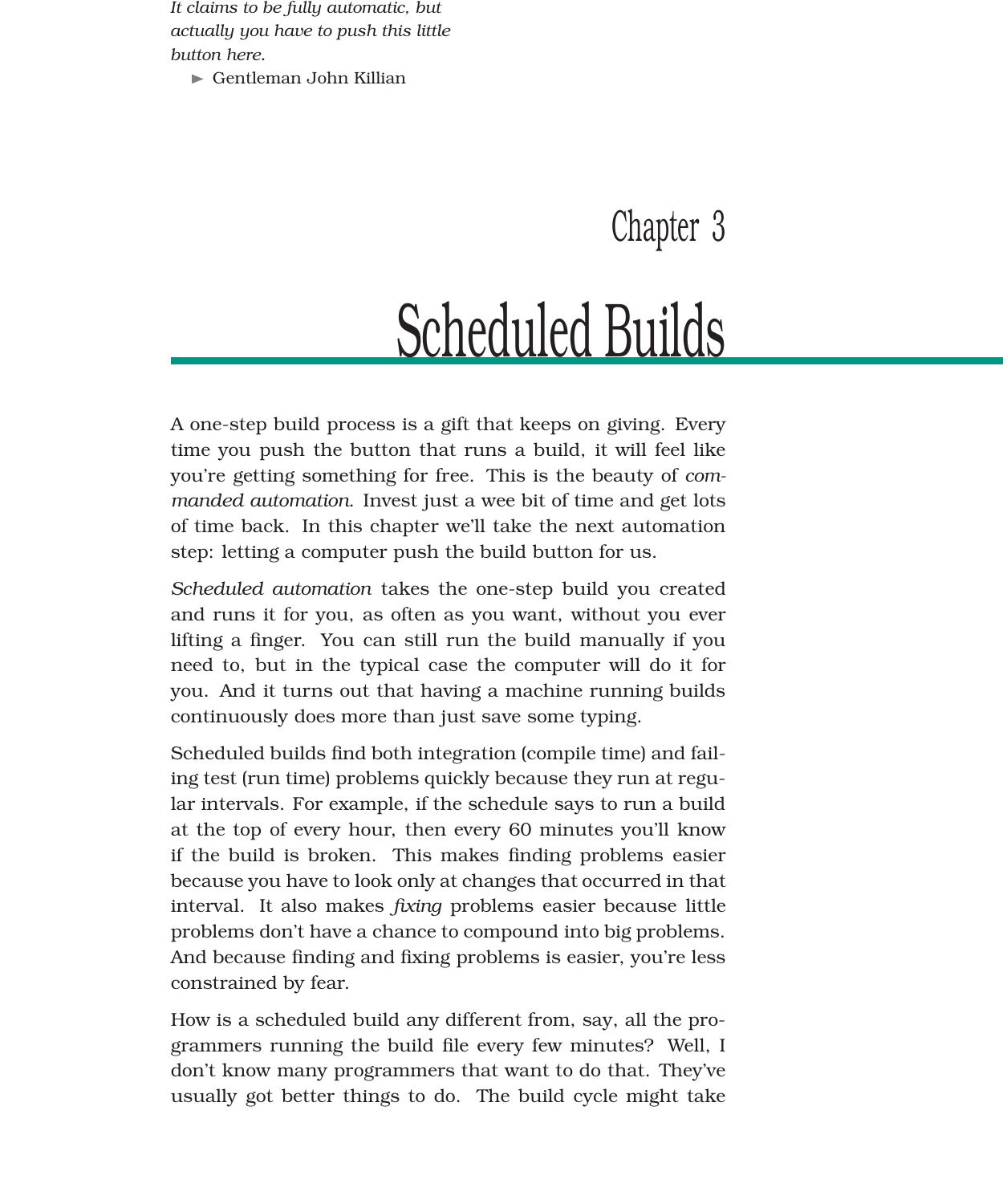*It claims to be fully automatic, but actually you have to push this little button here.*

► Gentleman John Killian

# Chapter 3

# Scheduled Builds

A one-step build process is a gift that keeps on giving. Every time you push the button that runs a build, it will feel like you're getting something for free. This is the beauty of *commanded automation*. Invest just a wee bit of time and get lots of time back. In this chapter we'll take the next automation step: letting a computer push the build button for us.

*Scheduled automation* takes the one-step build you created and runs it for you, as often as you want, without you ever lifting a finger. You can still run the build manually if you need to, but in the typical case the computer will do it for you. And it turns out that having a machine running builds continuously does more than just save some typing.

Scheduled builds find both integration (compile time) and failing test (run time) problems quickly because they run at regular intervals. For example, if the schedule says to run a build at the top of every hour, then every 60 minutes you'll know if the build is broken. This makes finding problems easier because you have to look only at changes that occurred in that interval. It also makes *fixing* problems easier because little problems don't have a chance to compound into big problems. And because finding and fixing problems is easier, you're less constrained by fear.

How is a scheduled build any different from, say, all the programmers running the build file every few minutes? Well, I don't know many programmers that want to do that. They've usually got better things to do. The build cycle might take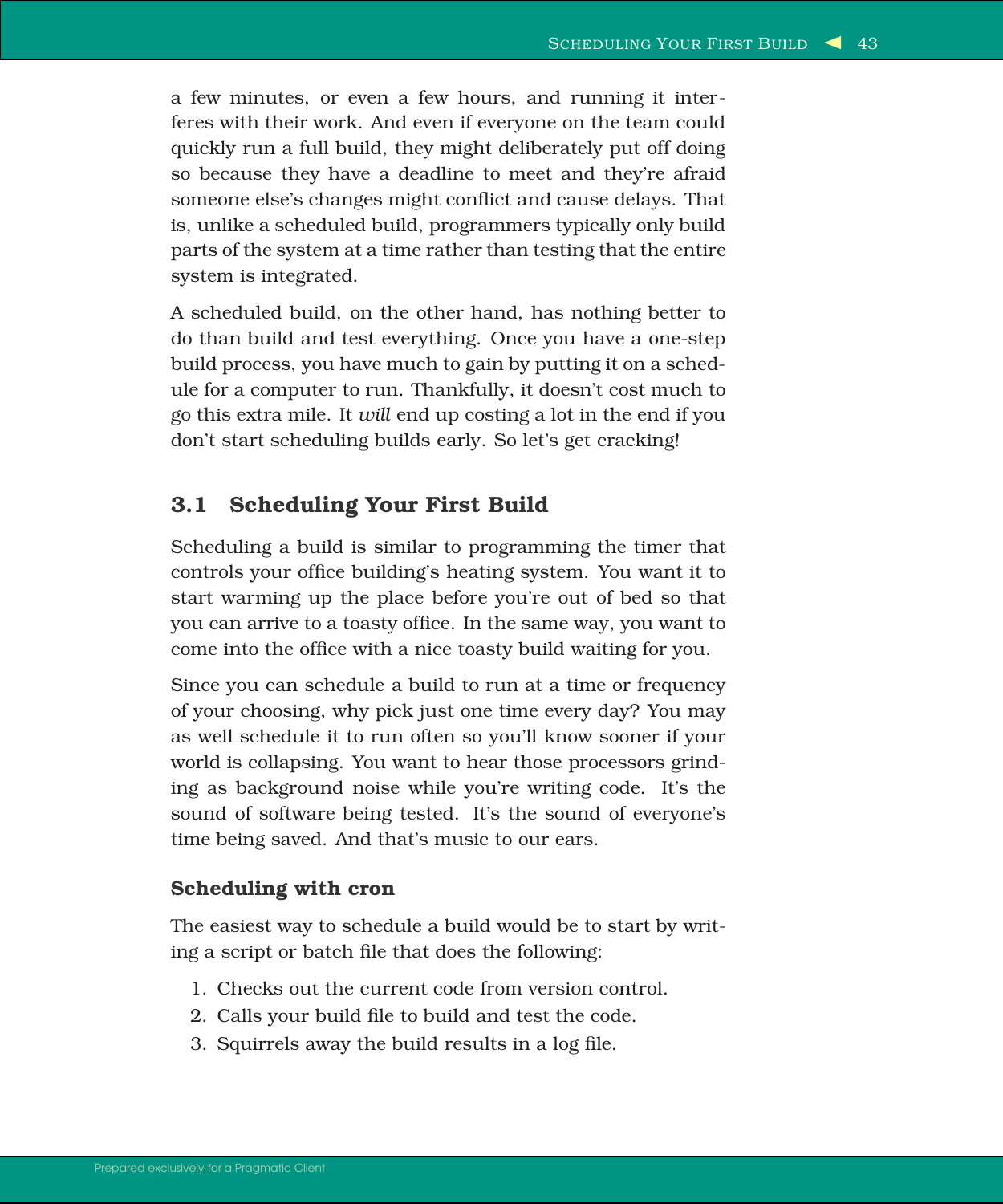a few minutes, or even a few hours, and running it interferes with their work. And even if everyone on the team could quickly run a full build, they might deliberately put off doing so because they have a deadline to meet and they're afraid someone else's changes might conflict and cause delays. That is, unlike a scheduled build, programmers typically only build parts of the system at a time rather than testing that the entire system is integrated.

A scheduled build, on the other hand, has nothing better to do than build and test everything. Once you have a one-step build process, you have much to gain by putting it on a schedule for a computer to run. Thankfully, it doesn't cost much to go this extra mile. It *will* end up costing a lot in the end if you don't start scheduling builds early. So let's get cracking!

## 3.1 Scheduling Your First Build

Scheduling a build is similar to programming the timer that controls your office building's heating system. You want it to start warming up the place before you're out of bed so that you can arrive to a toasty office. In the same way, you want to come into the office with a nice toasty build waiting for you.

Since you can schedule a build to run at a time or frequency of your choosing, why pick just one time every day? You may as well schedule it to run often so you'll know sooner if your world is collapsing. You want to hear those processors grinding as background noise while you're writing code. It's the sound of software being tested. It's the sound of everyone's time being saved. And that's music to our ears.

### Scheduling with cron

The easiest way to schedule a build would be to start by writing a script or batch file that does the following:

1. Checks out the current code from version control.
2. Calls your build file to build and test the code.
3. Squirrels away the build results in a log file.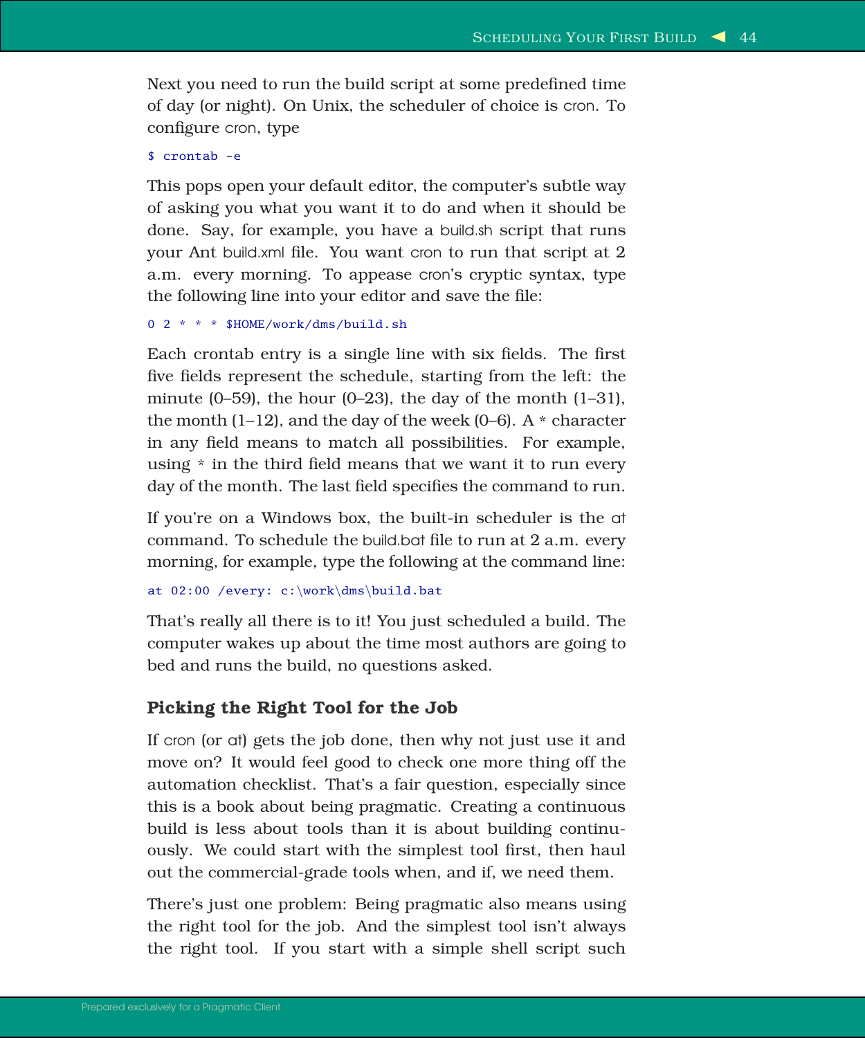Next you need to run the build script at some predefined time of day (or night). On Unix, the scheduler of choice is cron. To configure cron, type

```
$ crontab -e
```

This pops open your default editor, the computer's subtle way of asking you what you want it to do and when it should be done. Say, for example, you have a build.sh script that runs your Ant build.xml file. You want cron to run that script at 2 a.m. every morning. To appease cron's cryptic syntax, type the following line into your editor and save the file:

```
0 2 * * * $HOME/work/dms/build.sh
```

Each crontab entry is a single line with six fields. The first five fields represent the schedule, starting from the left: the minute (0–59), the hour (0–23), the day of the month (1–31), the month (1–12), and the day of the week (0–6). A * character in any field means to match all possibilities. For example, using * in the third field means that we want it to run every day of the month. The last field specifies the command to run.

If you're on a Windows box, the built-in scheduler is the at command. To schedule the build.bat file to run at 2 a.m. every morning, for example, type the following at the command line:

```
at 02:00 /every: c:\work\dms\build.bat
```

That's really all there is to it! You just scheduled a build. The computer wakes up about the time most authors are going to bed and runs the build, no questions asked.

### Picking the Right Tool for the Job

If cron (or at) gets the job done, then why not just use it and move on? It would feel good to check one more thing off the automation checklist. That's a fair question, especially since this is a book about being pragmatic. Creating a continuous build is less about tools than it is about building continuously. We could start with the simplest tool first, then haul out the commercial-grade tools when, and if, we need them.

There's just one problem: Being pragmatic also means using the right tool for the job. And the simplest tool isn't always the right tool. If you start with a simple shell script such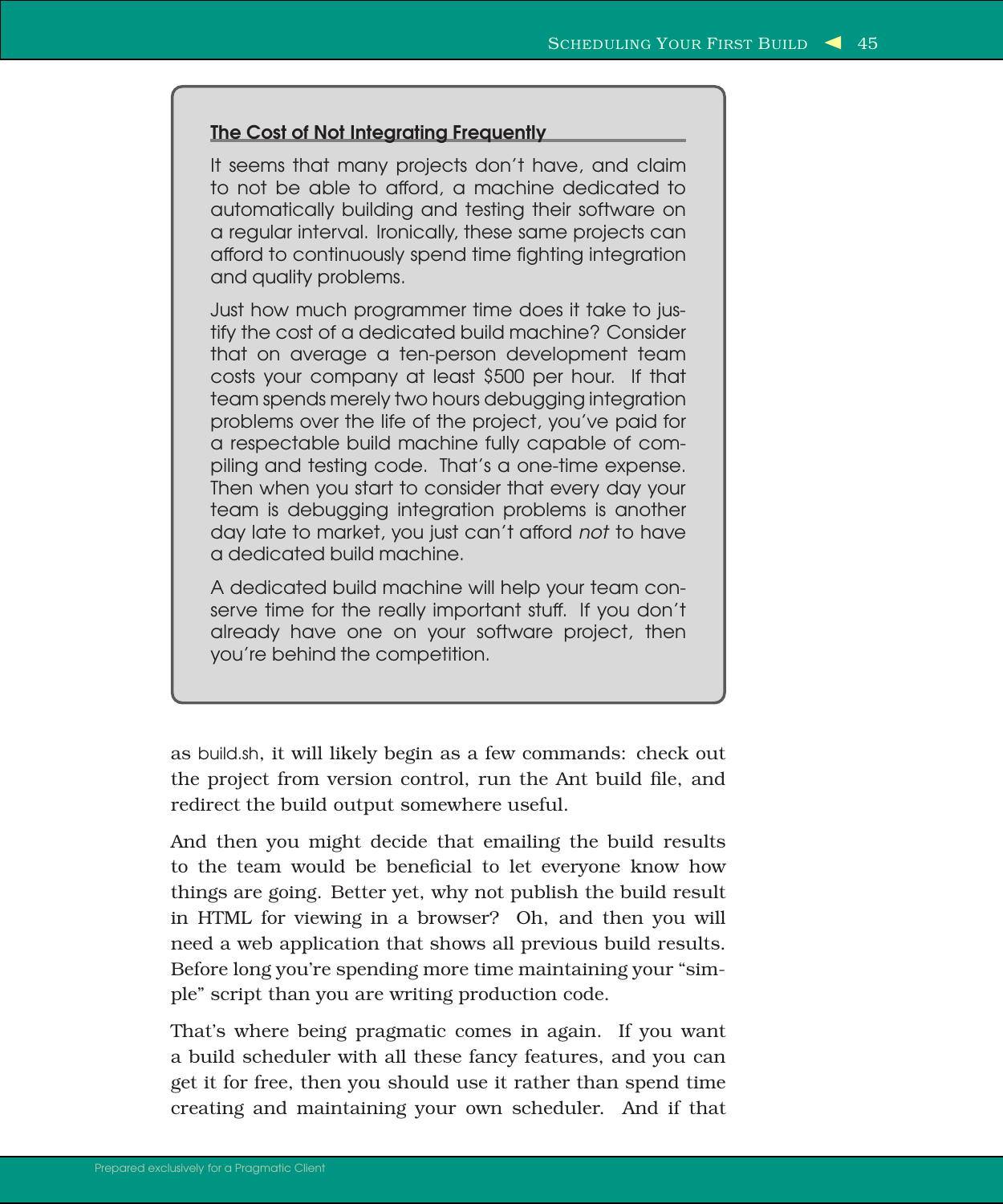#### The Cost of Not Integrating Frequently

It seems that many projects don't have, and claim to not be able to afford, a machine dedicated to automatically building and testing their software on a regular interval. Ironically, these same projects can afford to continuously spend time fighting integration and quality problems.

Just how much programmer time does it take to justify the cost of a dedicated build machine? Consider that on average a ten-person development team costs your company at least $500 per hour. If that team spends merely two hours debugging integration problems over the life of the project, you've paid for a respectable build machine fully capable of compiling and testing code. That's a one-time expense. Then when you start to consider that every day your team is debugging integration problems is another day late to market, you just can't afford *not* to have a dedicated build machine.

A dedicated build machine will help your team conserve time for the really important stuff. If you don't already have one on your software project, then you're behind the competition.

as build.sh, it will likely begin as a few commands: check out the project from version control, run the Ant build file, and redirect the build output somewhere useful.

And then you might decide that emailing the build results to the team would be beneficial to let everyone know how things are going. Better yet, why not publish the build result in HTML for viewing in a browser? Oh, and then you will need a web application that shows all previous build results. Before long you're spending more time maintaining your "simple" script than you are writing production code.

That's where being pragmatic comes in again. If you want a build scheduler with all these fancy features, and you can get it for free, then you should use it rather than spend time creating and maintaining your own scheduler. And if that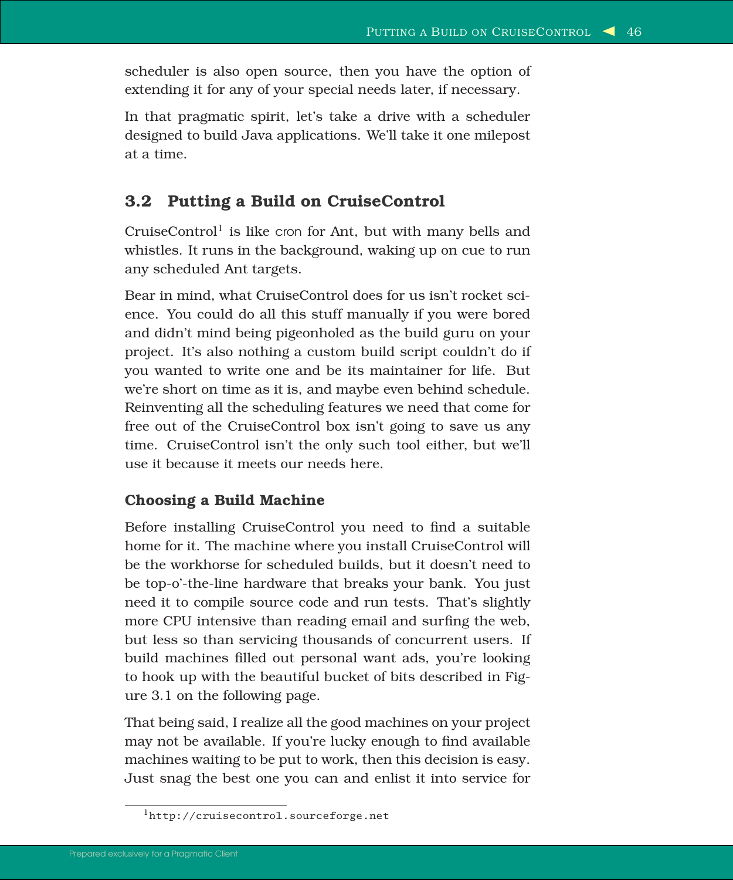scheduler is also open source, then you have the option of extending it for any of your special needs later, if necessary.

In that pragmatic spirit, let's take a drive with a scheduler designed to build Java applications. We'll take it one milepost at a time.

## 3.2 Putting a Build on CruiseControl

CruiseControl[1] is like cron for Ant, but with many bells and whistles. It runs in the background, waking up on cue to run any scheduled Ant targets.

Bear in mind, what CruiseControl does for us isn't rocket science. You could do all this stuff manually if you were bored and didn't mind being pigeonholed as the build guru on your project. It's also nothing a custom build script couldn't do if you wanted to write one and be its maintainer for life. But we're short on time as it is, and maybe even behind schedule. Reinventing all the scheduling features we need that come for free out of the CruiseControl box isn't going to save us any time. CruiseControl isn't the only such tool either, but we'll use it because it meets our needs here.

### Choosing a Build Machine

Before installing CruiseControl you need to find a suitable home for it. The machine where you install CruiseControl will be the workhorse for scheduled builds, but it doesn't need to be top-o'-the-line hardware that breaks your bank. You just need it to compile source code and run tests. That's slightly more CPU intensive than reading email and surfing the web, but less so than servicing thousands of concurrent users. If build machines filled out personal want ads, you're looking to hook up with the beautiful bucket of bits described in Figure 3.1 on the following page.

That being said, I realize all the good machines on your project may not be available. If you're lucky enough to find available machines waiting to be put to work, then this decision is easy. Just snag the best one you can and enlist it into service for

[1] `http://cruisecontrol.sourceforge.net`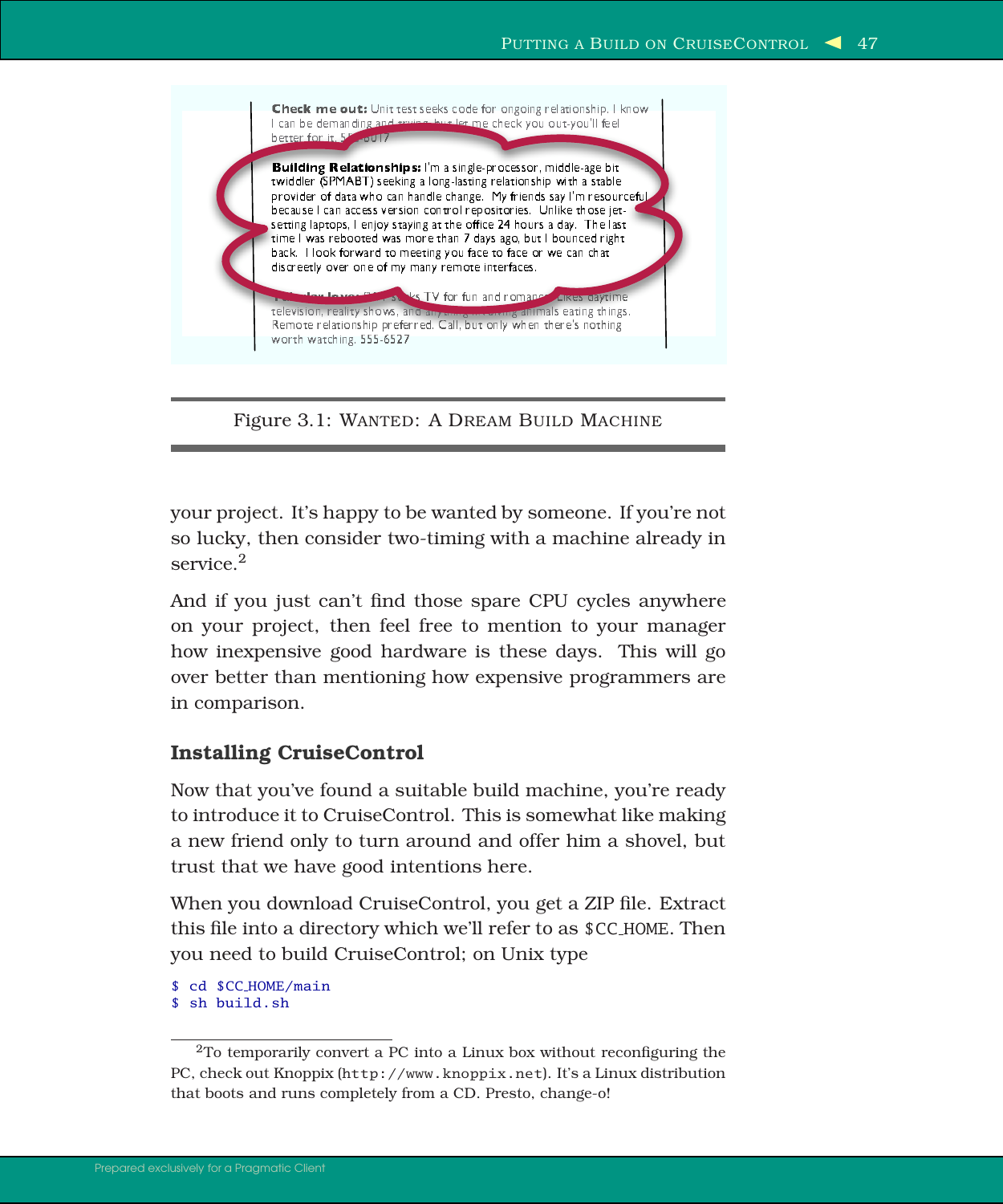**Check me out:** Unit test seeks code for ongoing relationship. I know I can be demanding and trying, but let me check you out-you'll feel better for it. 555-6017

**Building Relationships:** I'm a single-processor, middle-age bit twiddler (SPMABT) seeking a long-lasting relationship with a stable provider of data who can handle change. My friends say I'm resourceful because I can access version control repositories. Unlike those jet-setting laptops, I enjoy staying at the office 24 hours a day. The last time I was rebooted was more than 7 days ago, but I bounced right back. I look forward to meeting you face to face or we can chat discreetly over one of my many remote interfaces.

**Tube lover:** ... seeks TV for fun and romance. Likes daytime television, reality shows, and anything ... animals eating things. Remote relationship preferred. Call, but only when there's nothing worth watching. 555-6527

Figure 3.1: WANTED: A DREAM BUILD MACHINE

your project. It's happy to be wanted by someone. If you're not so lucky, then consider two-timing with a machine already in service.[2]

And if you just can't find those spare CPU cycles anywhere on your project, then feel free to mention to your manager how inexpensive good hardware is these days. This will go over better than mentioning how expensive programmers are in comparison.

### Installing CruiseControl

Now that you've found a suitable build machine, you're ready to introduce it to CruiseControl. This is somewhat like making a new friend only to turn around and offer him a shovel, but trust that we have good intentions here.

When you download CruiseControl, you get a ZIP file. Extract this file into a directory which we'll refer to as `$CC_HOME`. Then you need to build CruiseControl; on Unix type

```
$ cd $CC_HOME/main
$ sh build.sh
```

[2] To temporarily convert a PC into a Linux box without reconfiguring the PC, check out Knoppix (`http://www.knoppix.net`). It's a Linux distribution that boots and runs completely from a CD. Presto, change-o!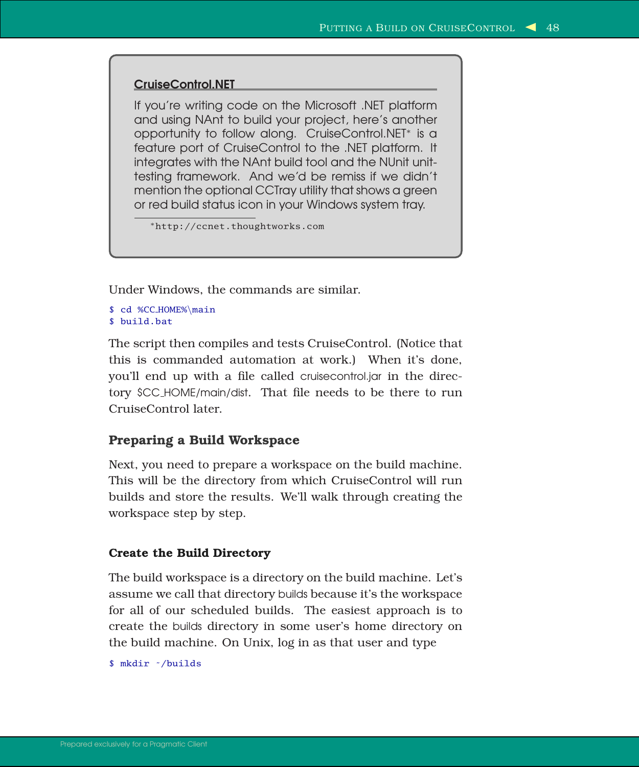> **CruiseControl.NET**
>
> If you're writing code on the Microsoft .NET platform and using NAnt to build your project, here's another opportunity to follow along. CruiseControl.NET* is a feature port of CruiseControl to the .NET platform. It integrates with the NAnt build tool and the NUnit unit-testing framework. And we'd be remiss if we didn't mention the optional CCTray utility that shows a green or red build status icon in your Windows system tray.
>
> *http://ccnet.thoughtworks.com

Under Windows, the commands are similar.

```
$ cd %CC_HOME%\main
$ build.bat
```

The script then compiles and tests CruiseControl. (Notice that this is commanded automation at work.) When it's done, you'll end up with a file called cruisecontrol.jar in the directory $CC_HOME/main/dist. That file needs to be there to run CruiseControl later.

### Preparing a Build Workspace

Next, you need to prepare a workspace on the build machine. This will be the directory from which CruiseControl will run builds and store the results. We'll walk through creating the workspace step by step.

#### Create the Build Directory

The build workspace is a directory on the build machine. Let's assume we call that directory builds because it's the workspace for all of our scheduled builds. The easiest approach is to create the builds directory in some user's home directory on the build machine. On Unix, log in as that user and type

```
$ mkdir ~/builds
```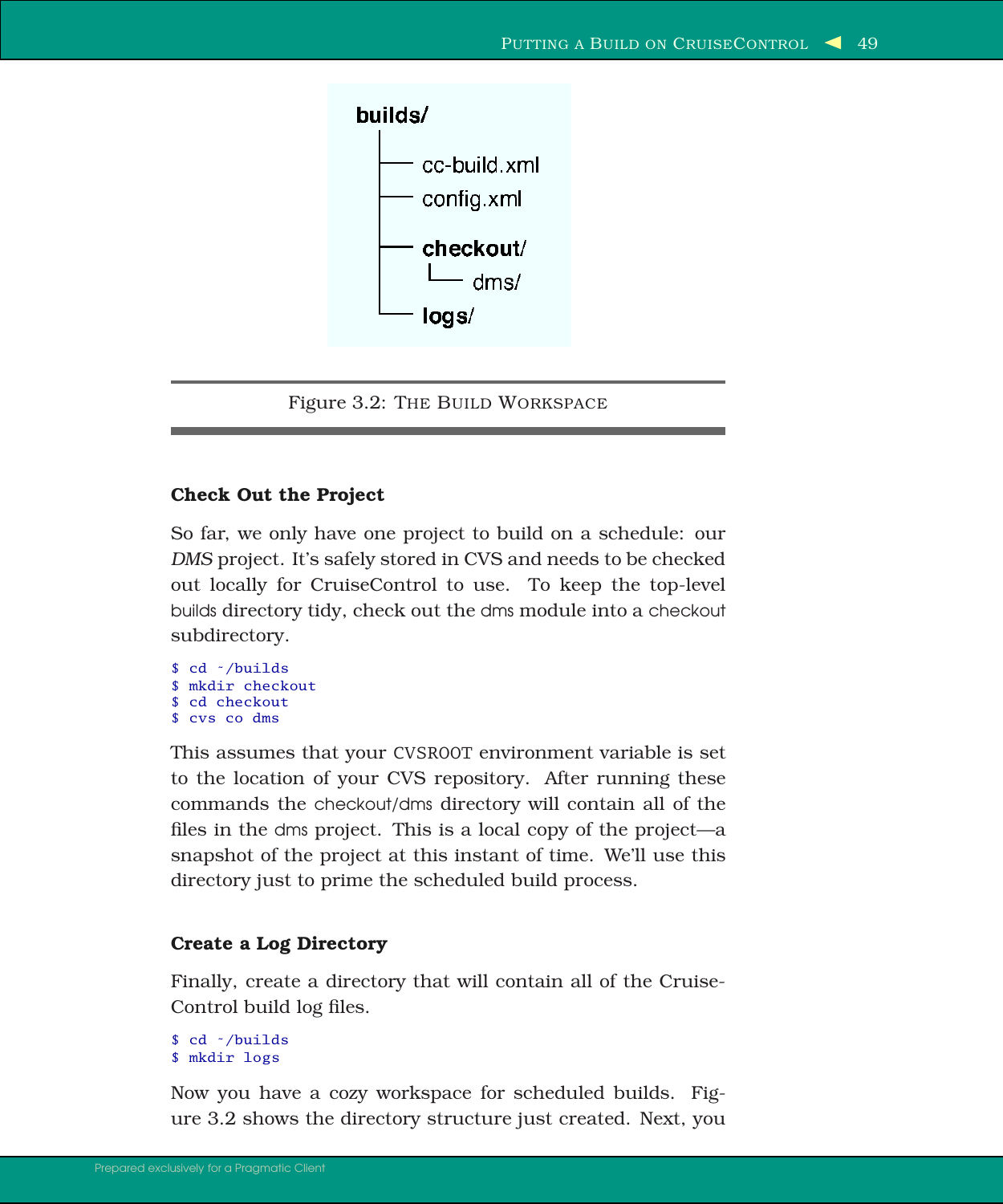```
builds/
├── cc-build.xml
├── config.xml
├── checkout/
│   └── dms/
└── logs/
```

Figure 3.2: THE BUILD WORKSPACE

### Check Out the Project

So far, we only have one project to build on a schedule: our *DMS* project. It's safely stored in CVS and needs to be checked out locally for CruiseControl to use. To keep the top-level builds directory tidy, check out the dms module into a checkout subdirectory.

```
$ cd ~/builds
$ mkdir checkout
$ cd checkout
$ cvs co dms
```

This assumes that your CVSROOT environment variable is set to the location of your CVS repository. After running these commands the checkout/dms directory will contain all of the files in the dms project. This is a local copy of the project—a snapshot of the project at this instant of time. We'll use this directory just to prime the scheduled build process.

### Create a Log Directory

Finally, create a directory that will contain all of the CruiseControl build log files.

```
$ cd ~/builds
$ mkdir logs
```

Now you have a cozy workspace for scheduled builds. Figure 3.2 shows the directory structure just created. Next, you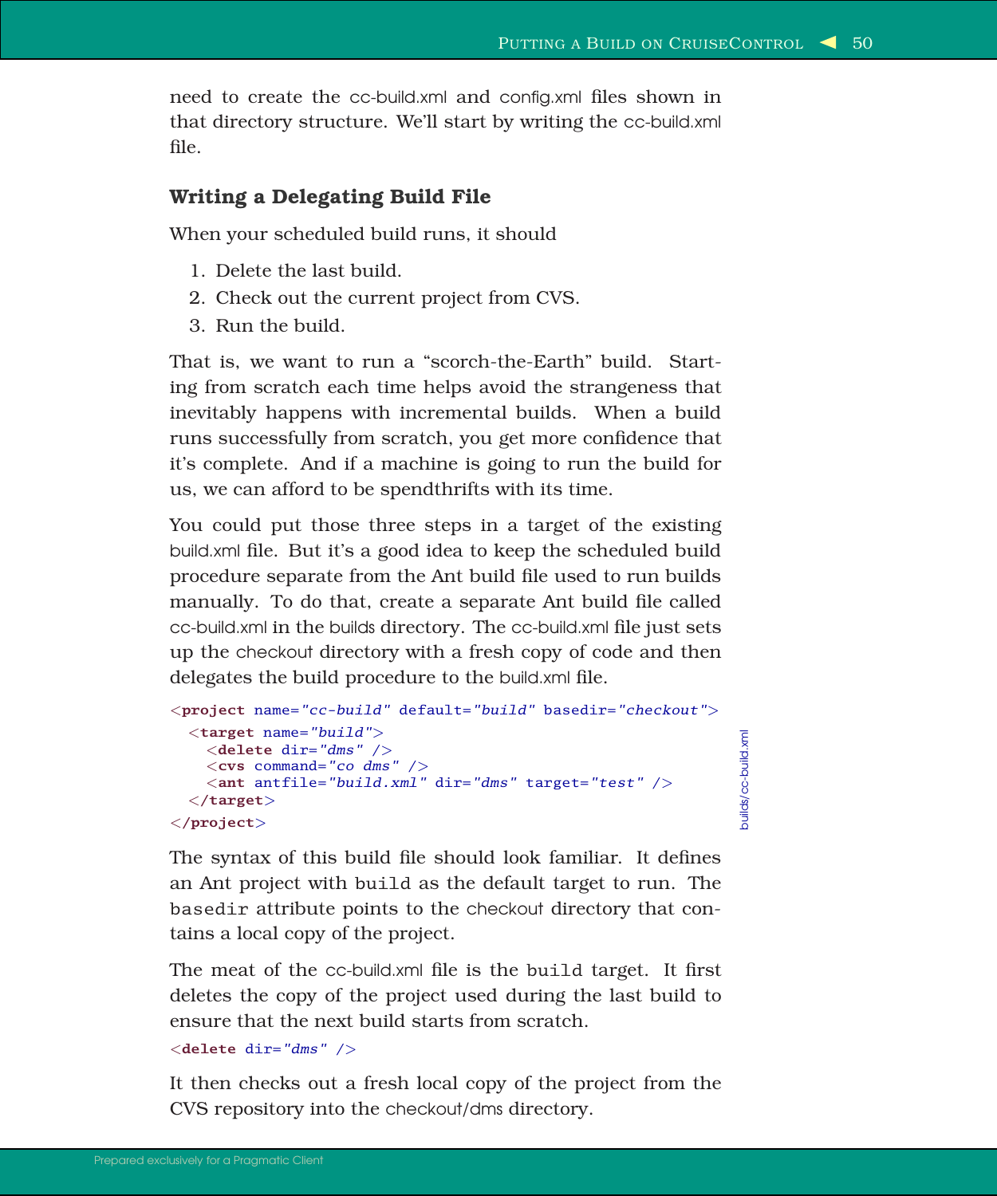need to create the cc-build.xml and config.xml files shown in that directory structure. We'll start by writing the cc-build.xml file.

### Writing a Delegating Build File

When your scheduled build runs, it should

1. Delete the last build.
2. Check out the current project from CVS.
3. Run the build.

That is, we want to run a "scorch-the-Earth" build. Starting from scratch each time helps avoid the strangeness that inevitably happens with incremental builds. When a build runs successfully from scratch, you get more confidence that it's complete. And if a machine is going to run the build for us, we can afford to be spendthrifts with its time.

You could put those three steps in a target of the existing build.xml file. But it's a good idea to keep the scheduled build procedure separate from the Ant build file used to run builds manually. To do that, create a separate Ant build file called cc-build.xml in the builds directory. The cc-build.xml file just sets up the checkout directory with a fresh copy of code and then delegates the build procedure to the build.xml file.

builds/cc-build.xml

```
<project name="cc-build" default="build" basedir="checkout">
  <target name="build">
    <delete dir="dms" />
    <cvs command="co dms" />
    <ant antfile="build.xml" dir="dms" target="test" />
  </target>
</project>
```

The syntax of this build file should look familiar. It defines an Ant project with `build` as the default target to run. The `basedir` attribute points to the checkout directory that contains a local copy of the project.

The meat of the cc-build.xml file is the `build` target. It first deletes the copy of the project used during the last build to ensure that the next build starts from scratch.

```
<delete dir="dms" />
```

It then checks out a fresh local copy of the project from the CVS repository into the checkout/dms directory.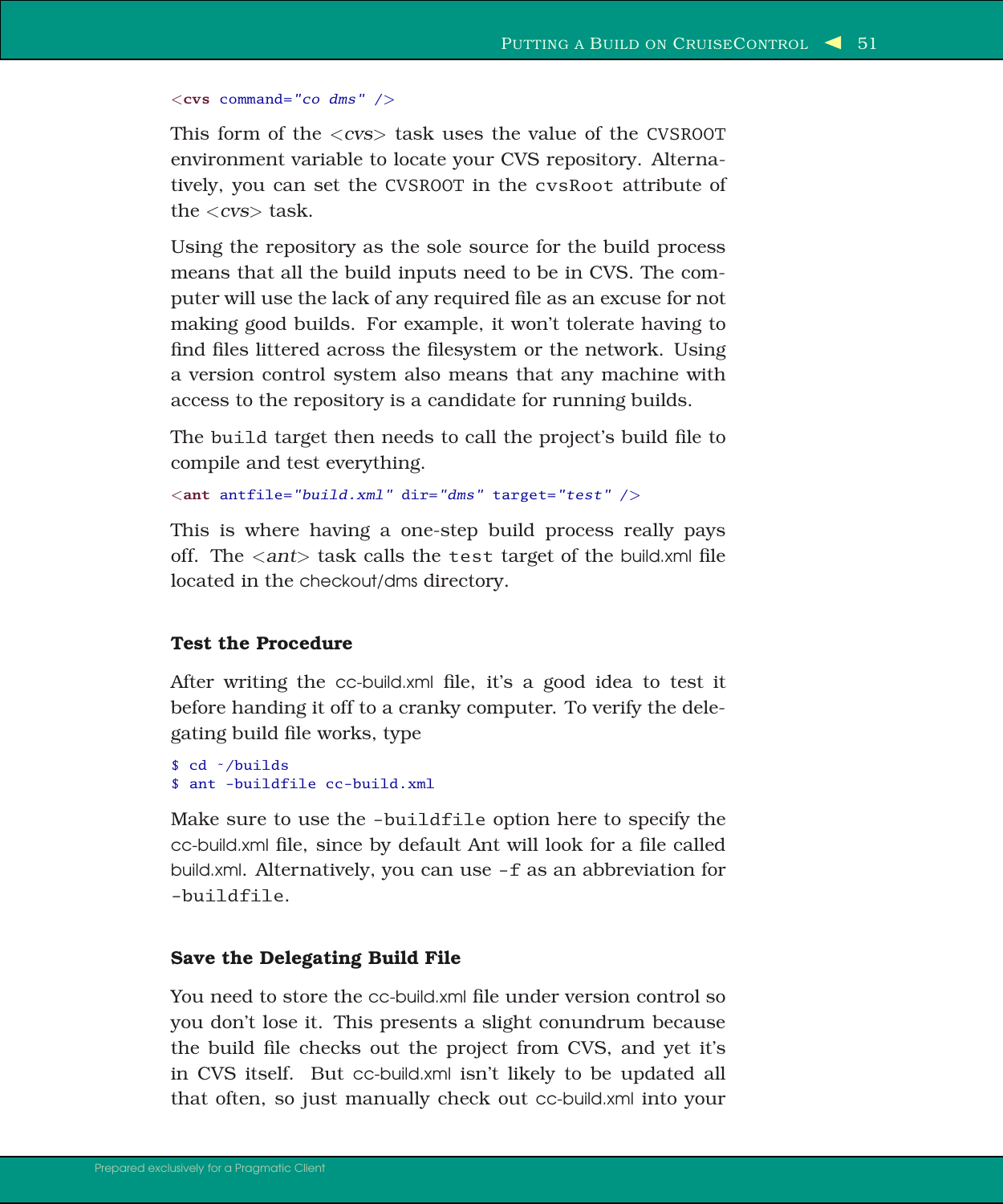```
<cvs command="co dms" />
```

This form of the <cvs> task uses the value of the CVSROOT environment variable to locate your CVS repository. Alternatively, you can set the CVSROOT in the cvsRoot attribute of the <cvs> task.

Using the repository as the sole source for the build process means that all the build inputs need to be in CVS. The computer will use the lack of any required file as an excuse for not making good builds. For example, it won't tolerate having to find files littered across the filesystem or the network. Using a version control system also means that any machine with access to the repository is a candidate for running builds.

The build target then needs to call the project's build file to compile and test everything.

```
<ant antfile="build.xml" dir="dms" target="test" />
```

This is where having a one-step build process really pays off. The <ant> task calls the test target of the build.xml file located in the checkout/dms directory.

### Test the Procedure

After writing the cc-build.xml file, it's a good idea to test it before handing it off to a cranky computer. To verify the delegating build file works, type

```
$ cd ~/builds
$ ant -buildfile cc-build.xml
```

Make sure to use the -buildfile option here to specify the cc-build.xml file, since by default Ant will look for a file called build.xml. Alternatively, you can use -f as an abbreviation for -buildfile.

### Save the Delegating Build File

You need to store the cc-build.xml file under version control so you don't lose it. This presents a slight conundrum because the build file checks out the project from CVS, and yet it's in CVS itself. But cc-build.xml isn't likely to be updated all that often, so just manually check out cc-build.xml into your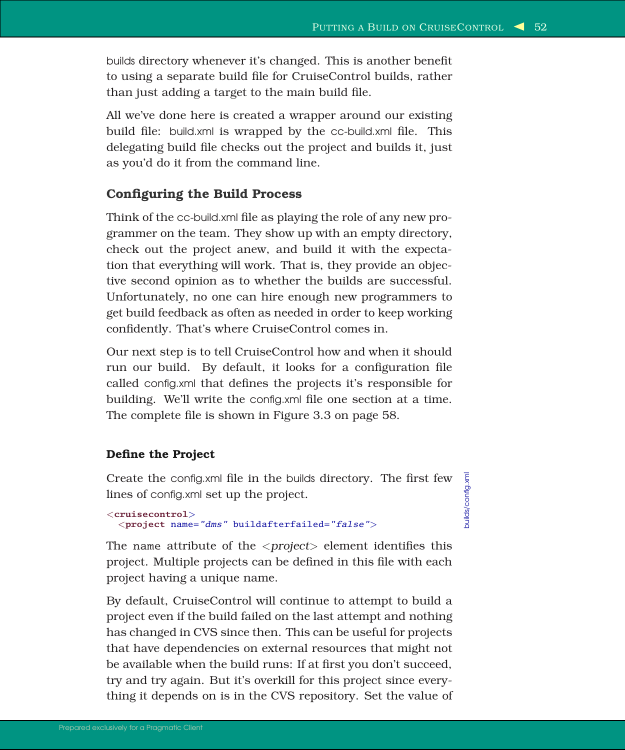builds directory whenever it's changed. This is another benefit to using a separate build file for CruiseControl builds, rather than just adding a target to the main build file.

All we've done here is created a wrapper around our existing build file: build.xml is wrapped by the cc-build.xml file. This delegating build file checks out the project and builds it, just as you'd do it from the command line.

### Configuring the Build Process

Think of the cc-build.xml file as playing the role of any new programmer on the team. They show up with an empty directory, check out the project anew, and build it with the expectation that everything will work. That is, they provide an objective second opinion as to whether the builds are successful. Unfortunately, no one can hire enough new programmers to get build feedback as often as needed in order to keep working confidently. That's where CruiseControl comes in.

Our next step is to tell CruiseControl how and when it should run our build. By default, it looks for a configuration file called config.xml that defines the projects it's responsible for building. We'll write the config.xml file one section at a time. The complete file is shown in Figure 3.3 on page 58.

#### Define the Project

Create the config.xml file in the builds directory. The first few lines of config.xml set up the project.

builds/config.xml

```
<cruisecontrol>
  <project name="dms" buildafterfailed="false">
```

The name attribute of the <*project*> element identifies this project. Multiple projects can be defined in this file with each project having a unique name.

By default, CruiseControl will continue to attempt to build a project even if the build failed on the last attempt and nothing has changed in CVS since then. This can be useful for projects that have dependencies on external resources that might not be available when the build runs: If at first you don't succeed, try and try again. But it's overkill for this project since everything it depends on is in the CVS repository. Set the value of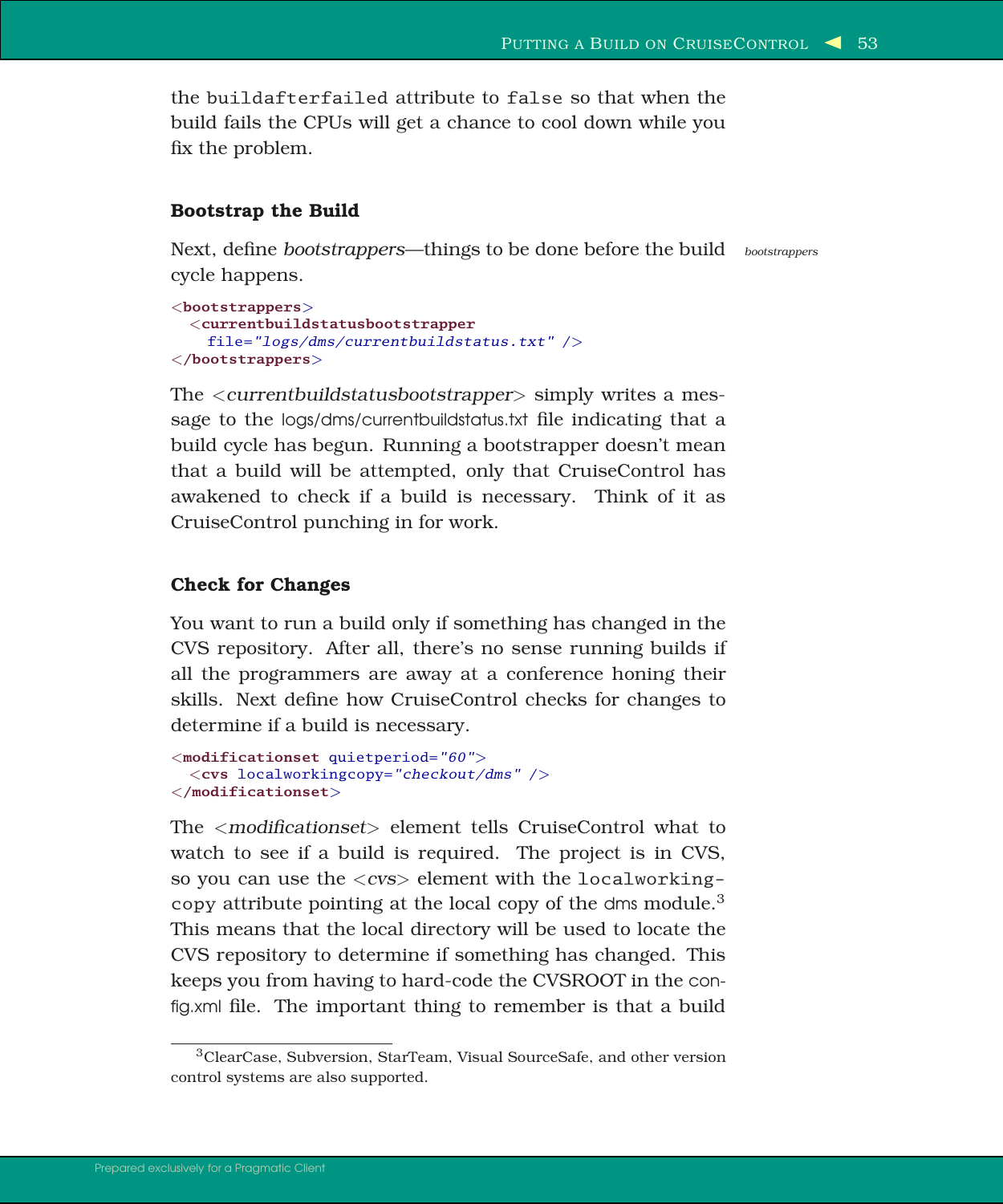the buildafterfailed attribute to false so that when the build fails the CPUs will get a chance to cool down while you fix the problem.

### Bootstrap the Build

Next, define *bootstrappers*—things to be done before the build cycle happens.

*bootstrappers*

```
<bootstrappers>
  <currentbuildstatusbootstrapper
    file="logs/dms/currentbuildstatus.txt" />
</bootstrappers>
```

The <*currentbuildstatusbootstrapper*> simply writes a message to the logs/dms/currentbuildstatus.txt file indicating that a build cycle has begun. Running a bootstrapper doesn't mean that a build will be attempted, only that CruiseControl has awakened to check if a build is necessary. Think of it as CruiseControl punching in for work.

### Check for Changes

You want to run a build only if something has changed in the CVS repository. After all, there's no sense running builds if all the programmers are away at a conference honing their skills. Next define how CruiseControl checks for changes to determine if a build is necessary.

```
<modificationset quietperiod="60">
  <cvs localworkingcopy="checkout/dms" />
</modificationset>
```

The <*modificationset*> element tells CruiseControl what to watch to see if a build is required. The project is in CVS, so you can use the <*cvs*> element with the localworkingcopy attribute pointing at the local copy of the dms module.[3] This means that the local directory will be used to locate the CVS repository to determine if something has changed. This keeps you from having to hard-code the CVSROOT in the config.xml file. The important thing to remember is that a build

[3] ClearCase, Subversion, StarTeam, Visual SourceSafe, and other version control systems are also supported.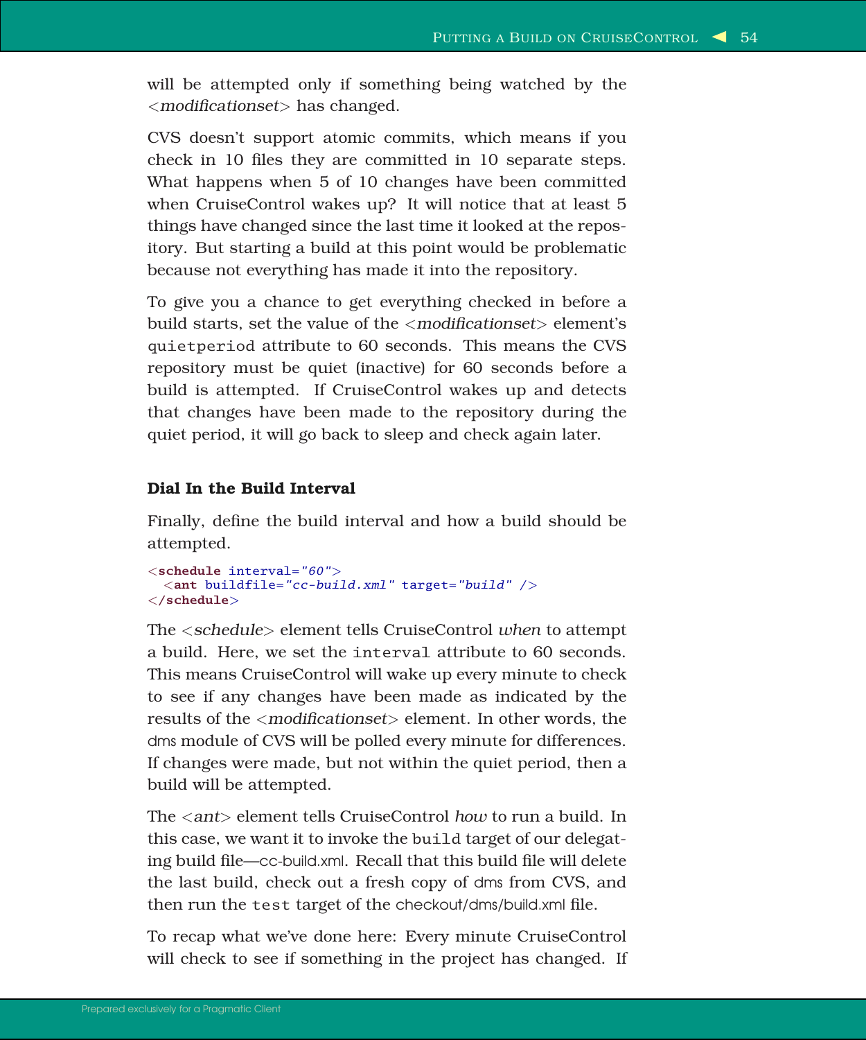will be attempted only if something being watched by the <*modificationset*> has changed.

CVS doesn't support atomic commits, which means if you check in 10 files they are committed in 10 separate steps. What happens when 5 of 10 changes have been committed when CruiseControl wakes up? It will notice that at least 5 things have changed since the last time it looked at the repository. But starting a build at this point would be problematic because not everything has made it into the repository.

To give you a chance to get everything checked in before a build starts, set the value of the <*modificationset*> element's `quietperiod` attribute to 60 seconds. This means the CVS repository must be quiet (inactive) for 60 seconds before a build is attempted. If CruiseControl wakes up and detects that changes have been made to the repository during the quiet period, it will go back to sleep and check again later.

### Dial In the Build Interval

Finally, define the build interval and how a build should be attempted.

```xml
<schedule interval="60">
  <ant buildfile="cc-build.xml" target="build" />
</schedule>
```

The <*schedule*> element tells CruiseControl *when* to attempt a build. Here, we set the `interval` attribute to 60 seconds. This means CruiseControl will wake up every minute to check to see if any changes have been made as indicated by the results of the <*modificationset*> element. In other words, the dms module of CVS will be polled every minute for differences. If changes were made, but not within the quiet period, then a build will be attempted.

The <*ant*> element tells CruiseControl *how* to run a build. In this case, we want it to invoke the `build` target of our delegating build file—cc-build.xml. Recall that this build file will delete the last build, check out a fresh copy of dms from CVS, and then run the `test` target of the checkout/dms/build.xml file.

To recap what we've done here: Every minute CruiseControl will check to see if something in the project has changed. If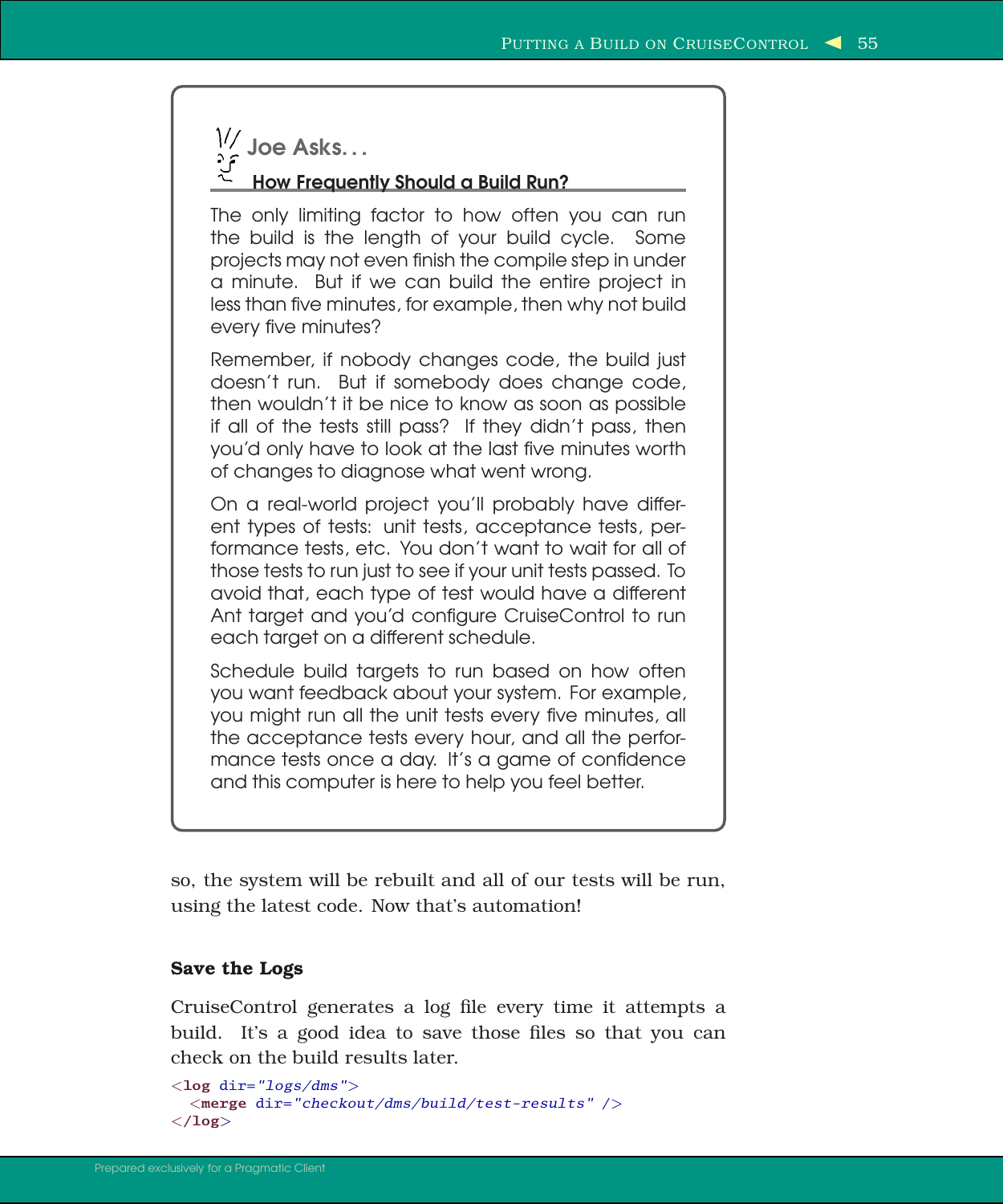> **Joe Asks...**
>
> **How Frequently Should a Build Run?**
>
> The only limiting factor to how often you can run the build is the length of your build cycle. Some projects may not even finish the compile step in under a minute. But if we can build the entire project in less than five minutes, for example, then why not build every five minutes?
>
> Remember, if nobody changes code, the build just doesn't run. But if somebody does change code, then wouldn't it be nice to know as soon as possible if all of the tests still pass? If they didn't pass, then you'd only have to look at the last five minutes worth of changes to diagnose what went wrong.
>
> On a real-world project you'll probably have different types of tests: unit tests, acceptance tests, performance tests, etc. You don't want to wait for all of those tests to run just to see if your unit tests passed. To avoid that, each type of test would have a different Ant target and you'd configure CruiseControl to run each target on a different schedule.
>
> Schedule build targets to run based on how often you want feedback about your system. For example, you might run all the unit tests every five minutes, all the acceptance tests every hour, and all the performance tests once a day. It's a game of confidence and this computer is here to help you feel better.

so, the system will be rebuilt and all of our tests will be run, using the latest code. Now that's automation!

#### Save the Logs

CruiseControl generates a log file every time it attempts a build. It's a good idea to save those files so that you can check on the build results later.

```
<log dir="logs/dms">
  <merge dir="checkout/dms/build/test-results" />
</log>
```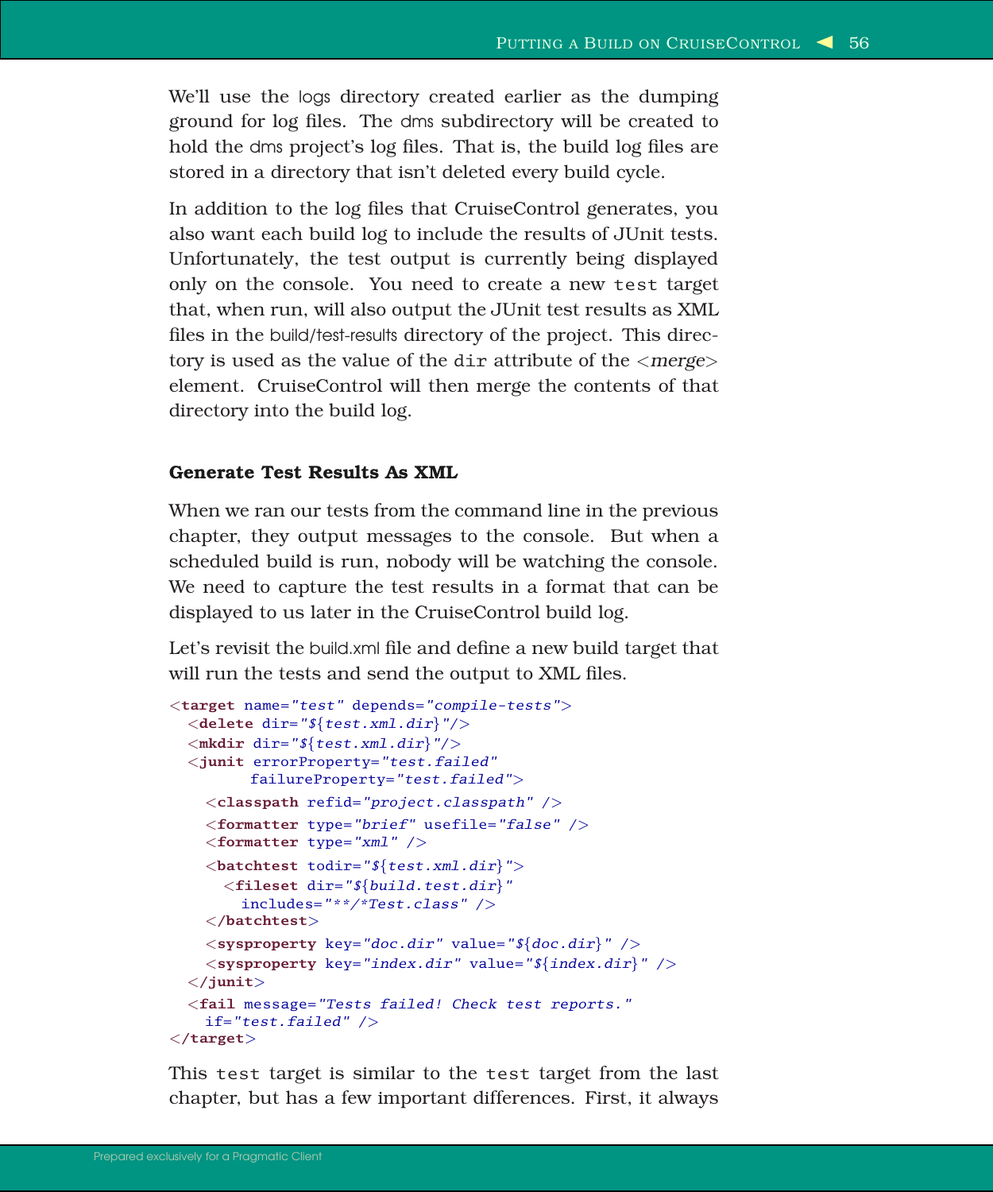We'll use the logs directory created earlier as the dumping ground for log files. The dms subdirectory will be created to hold the dms project's log files. That is, the build log files are stored in a directory that isn't deleted every build cycle.

In addition to the log files that CruiseControl generates, you also want each build log to include the results of JUnit tests. Unfortunately, the test output is currently being displayed only on the console. You need to create a new `test` target that, when run, will also output the JUnit test results as XML files in the build/test-results directory of the project. This directory is used as the value of the `dir` attribute of the *<merge>* element. CruiseControl will then merge the contents of that directory into the build log.

#### Generate Test Results As XML

When we ran our tests from the command line in the previous chapter, they output messages to the console. But when a scheduled build is run, nobody will be watching the console. We need to capture the test results in a format that can be displayed to us later in the CruiseControl build log.

Let's revisit the build.xml file and define a new build target that will run the tests and send the output to XML files.

```
<target name="test" depends="compile-tests">
  <delete dir="${test.xml.dir}"/>
  <mkdir dir="${test.xml.dir}"/>
  <junit errorProperty="test.failed"
         failureProperty="test.failed">
    <classpath refid="project.classpath" />
    <formatter type="brief" usefile="false" />
    <formatter type="xml" />
    <batchtest todir="${test.xml.dir}">
      <fileset dir="${build.test.dir}"
        includes="**/*Test.class" />
    </batchtest>
    <sysproperty key="doc.dir" value="${doc.dir}" />
    <sysproperty key="index.dir" value="${index.dir}" />
  </junit>
  <fail message="Tests failed! Check test reports."
    if="test.failed" />
</target>
```

This `test` target is similar to the `test` target from the last chapter, but has a few important differences. First, it always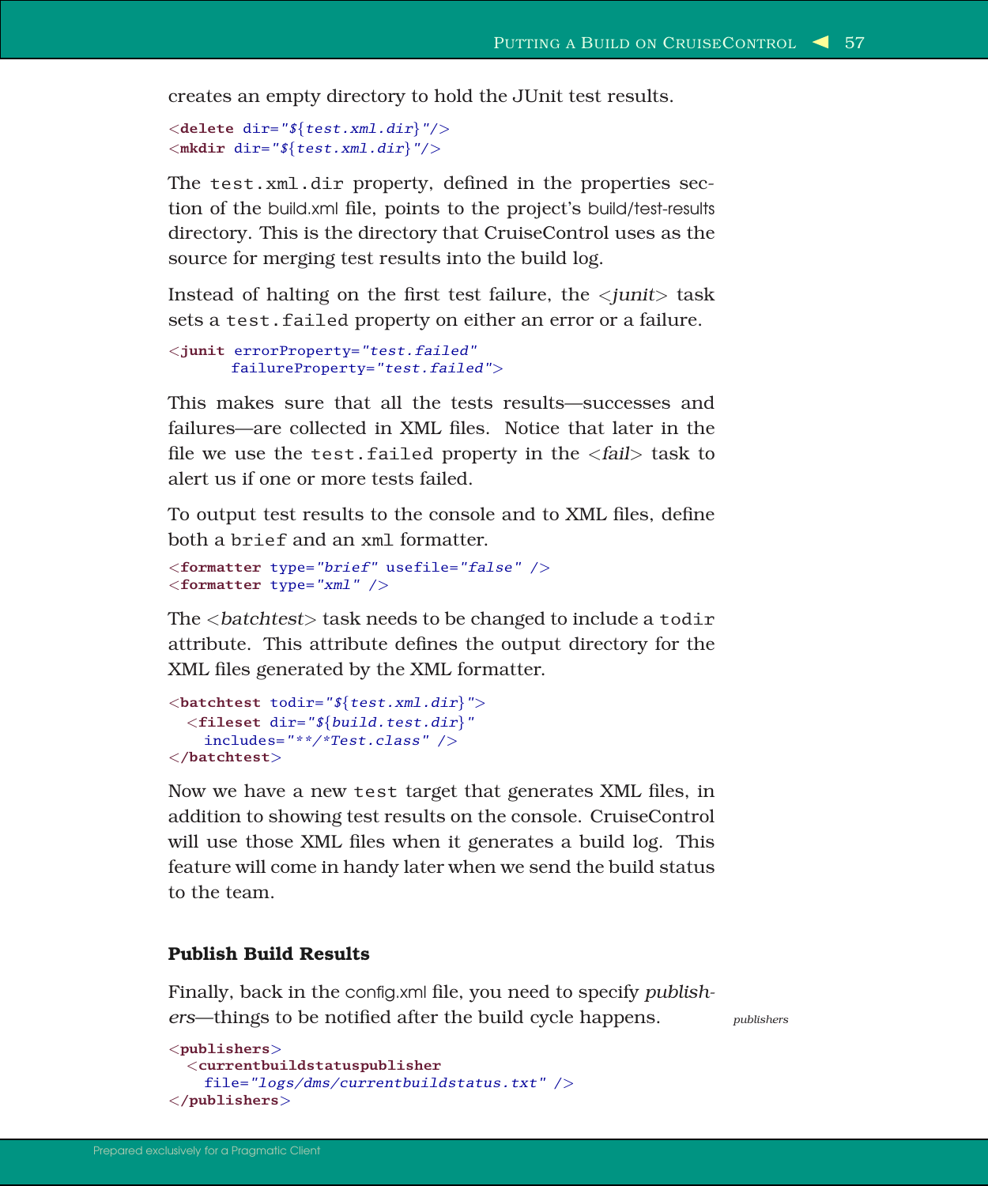creates an empty directory to hold the JUnit test results.

```
<delete dir="${test.xml.dir}"/>
<mkdir dir="${test.xml.dir}"/>
```

The `test.xml.dir` property, defined in the properties section of the build.xml file, points to the project's build/test-results directory. This is the directory that CruiseControl uses as the source for merging test results into the build log.

Instead of halting on the first test failure, the *<junit>* task sets a `test.failed` property on either an error or a failure.

```
<junit errorProperty="test.failed"
       failureProperty="test.failed">
```

This makes sure that all the tests results—successes and failures—are collected in XML files. Notice that later in the file we use the `test.failed` property in the *<fail>* task to alert us if one or more tests failed.

To output test results to the console and to XML files, define both a `brief` and an `xml` formatter.

```
<formatter type="brief" usefile="false" />
<formatter type="xml" />
```

The *<batchtest>* task needs to be changed to include a `todir` attribute. This attribute defines the output directory for the XML files generated by the XML formatter.

```
<batchtest todir="${test.xml.dir}">
  <fileset dir="${build.test.dir}"
    includes="**/*Test.class" />
</batchtest>
```

Now we have a new `test` target that generates XML files, in addition to showing test results on the console. CruiseControl will use those XML files when it generates a build log. This feature will come in handy later when we send the build status to the team.

### Publish Build Results

Finally, back in the config.xml file, you need to specify *publishers*—things to be notified after the build cycle happens.

*publishers*

```
<publishers>
  <currentbuildstatuspublisher
    file="logs/dms/currentbuildstatus.txt" />
</publishers>
```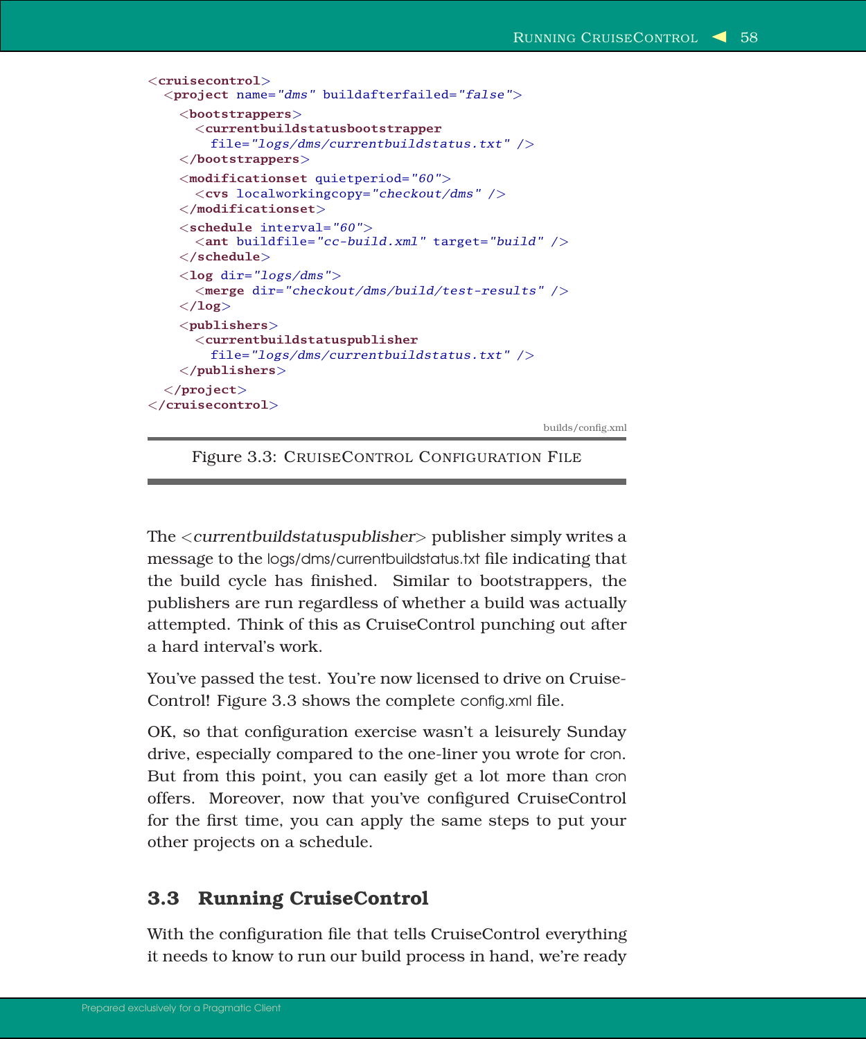```xml
<cruisecontrol>
  <project name="dms" buildafterfailed="false">
    <bootstrappers>
      <currentbuildstatusbootstrapper
        file="logs/dms/currentbuildstatus.txt" />
    </bootstrappers>
    <modificationset quietperiod="60">
      <cvs localworkingcopy="checkout/dms" />
    </modificationset>
    <schedule interval="60">
      <ant buildfile="cc-build.xml" target="build" />
    </schedule>
    <log dir="logs/dms">
      <merge dir="checkout/dms/build/test-results" />
    </log>
    <publishers>
      <currentbuildstatuspublisher
        file="logs/dms/currentbuildstatus.txt" />
    </publishers>
  </project>
</cruisecontrol>
```

builds/config.xml

Figure 3.3: CruiseControl Configuration File

The <*currentbuildstatuspublisher*> publisher simply writes a message to the logs/dms/currentbuildstatus.txt file indicating that the build cycle has finished. Similar to bootstrappers, the publishers are run regardless of whether a build was actually attempted. Think of this as CruiseControl punching out after a hard interval's work.

You've passed the test. You're now licensed to drive on CruiseControl! Figure 3.3 shows the complete config.xml file.

OK, so that configuration exercise wasn't a leisurely Sunday drive, especially compared to the one-liner you wrote for cron. But from this point, you can easily get a lot more than cron offers. Moreover, now that you've configured CruiseControl for the first time, you can apply the same steps to put your other projects on a schedule.

## 3.3 Running CruiseControl

With the configuration file that tells CruiseControl everything it needs to know to run our build process in hand, we're ready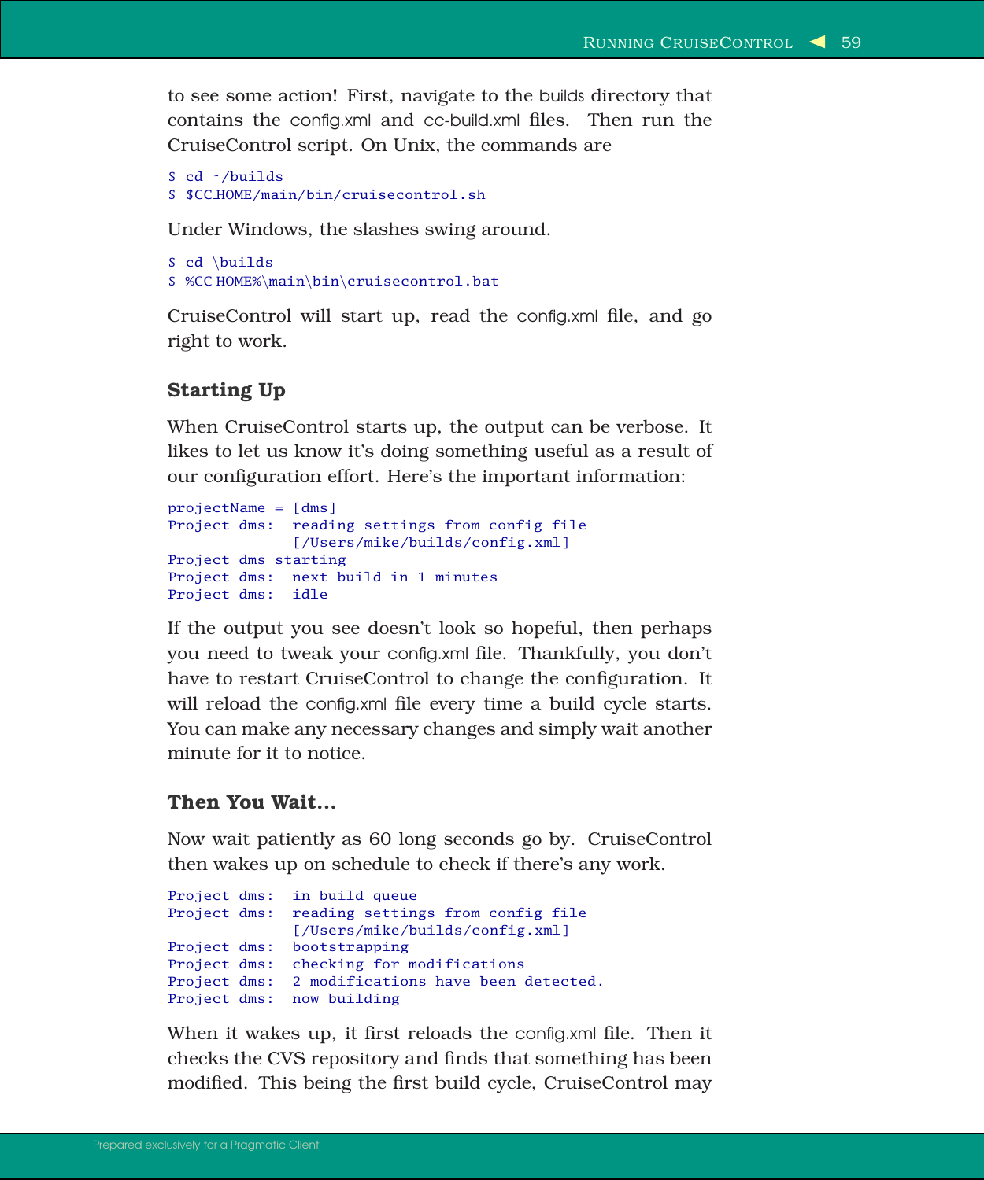to see some action! First, navigate to the builds directory that contains the config.xml and cc-build.xml files. Then run the CruiseControl script. On Unix, the commands are

```
$ cd ~/builds
$ $CC_HOME/main/bin/cruisecontrol.sh
```

Under Windows, the slashes swing around.

```
$ cd \builds
$ %CC_HOME%\main\bin\cruisecontrol.bat
```

CruiseControl will start up, read the config.xml file, and go right to work.

### Starting Up

When CruiseControl starts up, the output can be verbose. It likes to let us know it's doing something useful as a result of our configuration effort. Here's the important information:

```
projectName = [dms]
Project dms:  reading settings from config file
              [/Users/mike/builds/config.xml]
Project dms starting
Project dms:  next build in 1 minutes
Project dms:  idle
```

If the output you see doesn't look so hopeful, then perhaps you need to tweak your config.xml file. Thankfully, you don't have to restart CruiseControl to change the configuration. It will reload the config.xml file every time a build cycle starts. You can make any necessary changes and simply wait another minute for it to notice.

### Then You Wait...

Now wait patiently as 60 long seconds go by. CruiseControl then wakes up on schedule to check if there's any work.

```
Project dms:  in build queue
Project dms:  reading settings from config file
              [/Users/mike/builds/config.xml]
Project dms:  bootstrapping
Project dms:  checking for modifications
Project dms:  2 modifications have been detected.
Project dms:  now building
```

When it wakes up, it first reloads the config.xml file. Then it checks the CVS repository and finds that something has been modified. This being the first build cycle, CruiseControl may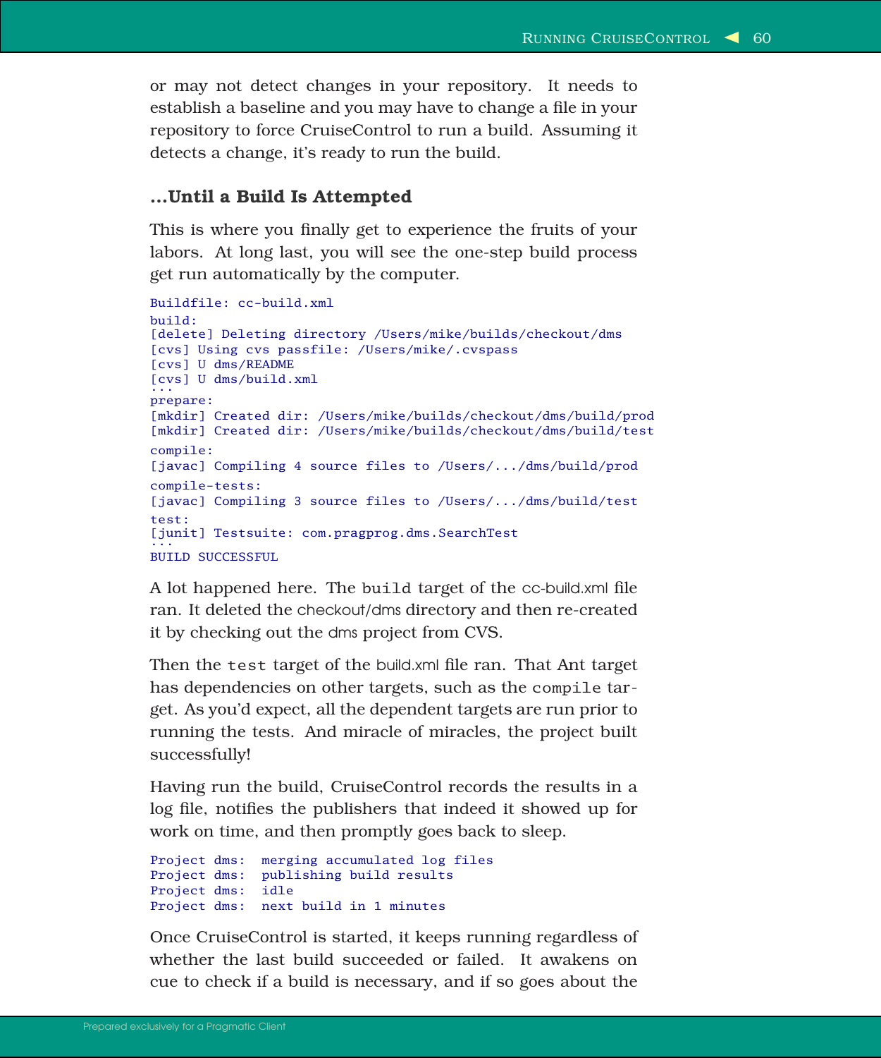or may not detect changes in your repository. It needs to establish a baseline and you may have to change a file in your repository to force CruiseControl to run a build. Assuming it detects a change, it's ready to run the build.

### ...Until a Build Is Attempted

This is where you finally get to experience the fruits of your labors. At long last, you will see the one-step build process get run automatically by the computer.

```
Buildfile: cc-build.xml
build:
[delete] Deleting directory /Users/mike/builds/checkout/dms
[cvs] Using cvs passfile: /Users/mike/.cvspass
[cvs] U dms/README
[cvs] U dms/build.xml
...
prepare:
[mkdir] Created dir: /Users/mike/builds/checkout/dms/build/prod
[mkdir] Created dir: /Users/mike/builds/checkout/dms/build/test
compile:
[javac] Compiling 4 source files to /Users/.../dms/build/prod
compile-tests:
[javac] Compiling 3 source files to /Users/.../dms/build/test
test:
[junit] Testsuite: com.pragprog.dms.SearchTest
...
BUILD SUCCESSFUL
```

A lot happened here. The `build` target of the cc-build.xml file ran. It deleted the checkout/dms directory and then re-created it by checking out the dms project from CVS.

Then the `test` target of the build.xml file ran. That Ant target has dependencies on other targets, such as the `compile` target. As you'd expect, all the dependent targets are run prior to running the tests. And miracle of miracles, the project built successfully!

Having run the build, CruiseControl records the results in a log file, notifies the publishers that indeed it showed up for work on time, and then promptly goes back to sleep.

```
Project dms:  merging accumulated log files
Project dms:  publishing build results
Project dms:  idle
Project dms:  next build in 1 minutes
```

Once CruiseControl is started, it keeps running regardless of whether the last build succeeded or failed. It awakens on cue to check if a build is necessary, and if so goes about the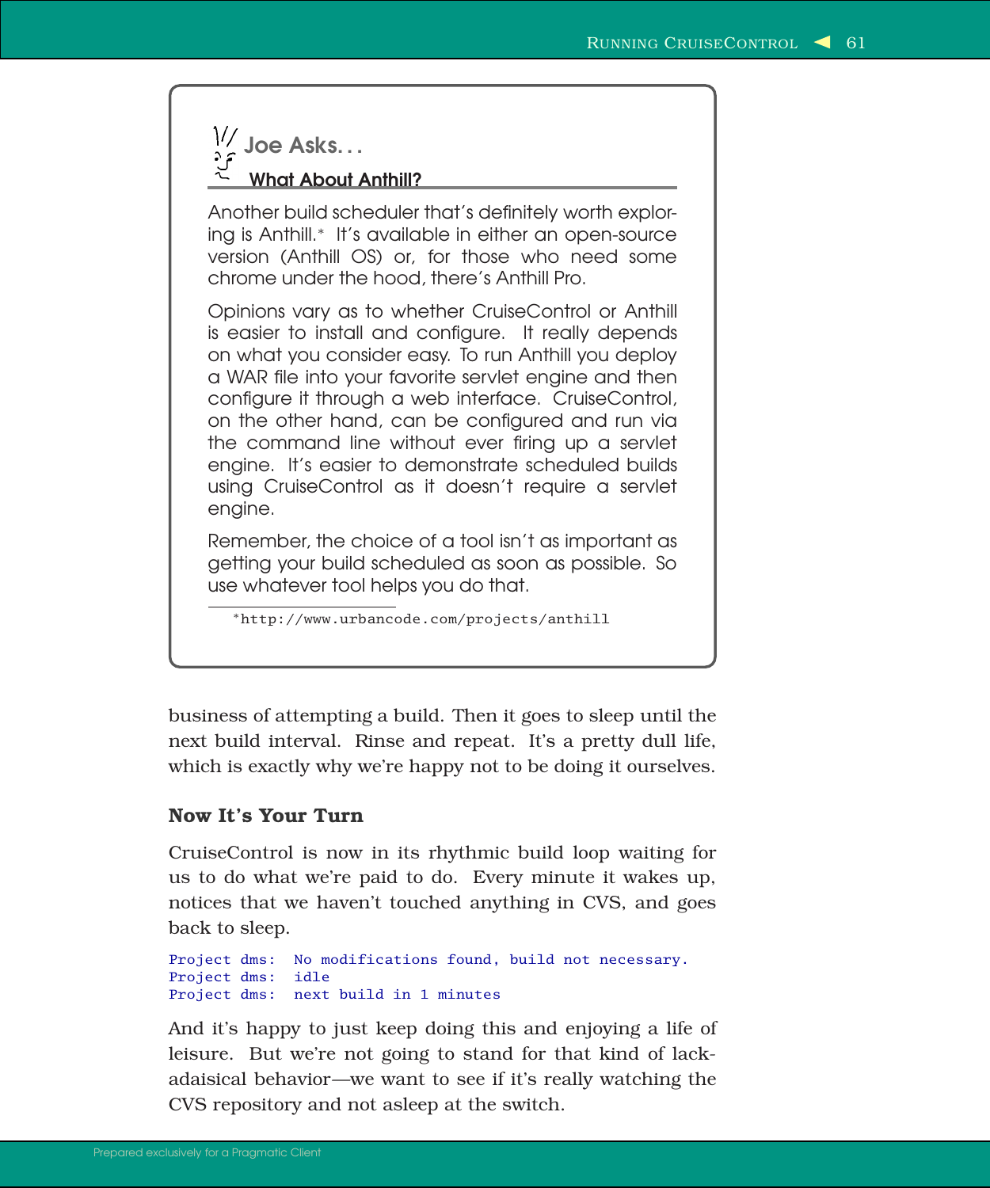> **Joe Asks...**
>
> **What About Anthill?**
>
> Another build scheduler that's definitely worth exploring is Anthill.* It's available in either an open-source version (Anthill OS) or, for those who need some chrome under the hood, there's Anthill Pro.
>
> Opinions vary as to whether CruiseControl or Anthill is easier to install and configure. It really depends on what you consider easy. To run Anthill you deploy a WAR file into your favorite servlet engine and then configure it through a web interface. CruiseControl, on the other hand, can be configured and run via the command line without ever firing up a servlet engine. It's easier to demonstrate scheduled builds using CruiseControl as it doesn't require a servlet engine.
>
> Remember, the choice of a tool isn't as important as getting your build scheduled as soon as possible. So use whatever tool helps you do that.
>
> *http://www.urbancode.com/projects/anthill

business of attempting a build. Then it goes to sleep until the next build interval. Rinse and repeat. It's a pretty dull life, which is exactly why we're happy not to be doing it ourselves.

### Now It's Your Turn

CruiseControl is now in its rhythmic build loop waiting for us to do what we're paid to do. Every minute it wakes up, notices that we haven't touched anything in CVS, and goes back to sleep.

```
Project dms:  No modifications found, build not necessary.
Project dms:  idle
Project dms:  next build in 1 minutes
```

And it's happy to just keep doing this and enjoying a life of leisure. But we're not going to stand for that kind of lackadaisical behavior—we want to see if it's really watching the CVS repository and not asleep at the switch.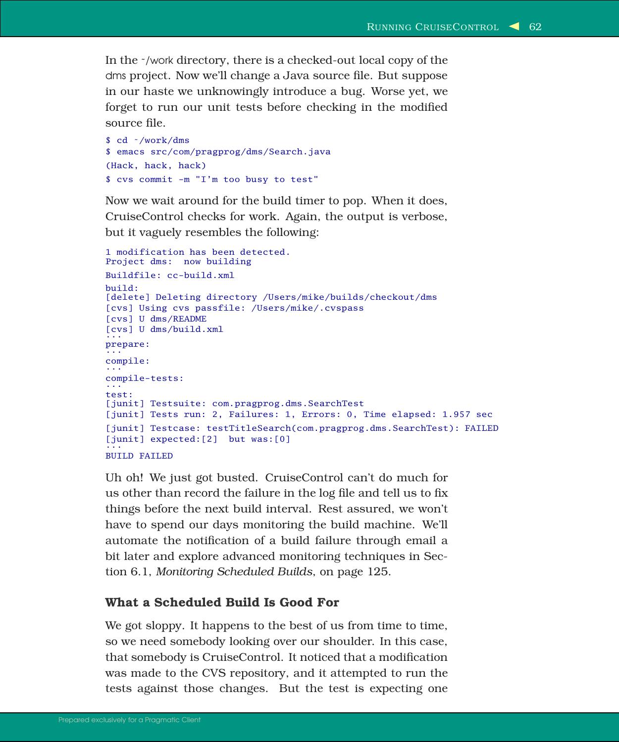In the ~/work directory, there is a checked-out local copy of the dms project. Now we'll change a Java source file. But suppose in our haste we unknowingly introduce a bug. Worse yet, we forget to run our unit tests before checking in the modified source file.

```
$ cd ~/work/dms
$ emacs src/com/pragprog/dms/Search.java
(Hack, hack, hack)
$ cvs commit -m "I'm too busy to test"
```

Now we wait around for the build timer to pop. When it does, CruiseControl checks for work. Again, the output is verbose, but it vaguely resembles the following:

```
1 modification has been detected.
Project dms:  now building
Buildfile: cc-build.xml
build:
[delete] Deleting directory /Users/mike/builds/checkout/dms
[cvs] Using cvs passfile: /Users/mike/.cvspass
[cvs] U dms/README
[cvs] U dms/build.xml
...
prepare:
...
compile:
...
compile-tests:
...
test:
[junit] Testsuite: com.pragprog.dms.SearchTest
[junit] Tests run: 2, Failures: 1, Errors: 0, Time elapsed: 1.957 sec
[junit] Testcase: testTitleSearch(com.pragprog.dms.SearchTest): FAILED
[junit] expected:[2]  but was:[0]
...
BUILD FAILED
```

Uh oh! We just got busted. CruiseControl can't do much for us other than record the failure in the log file and tell us to fix things before the next build interval. Rest assured, we won't have to spend our days monitoring the build machine. We'll automate the notification of a build failure through email a bit later and explore advanced monitoring techniques in Section 6.1, *Monitoring Scheduled Builds*, on page 125.

### What a Scheduled Build Is Good For

We got sloppy. It happens to the best of us from time to time, so we need somebody looking over our shoulder. In this case, that somebody is CruiseControl. It noticed that a modification was made to the CVS repository, and it attempted to run the tests against those changes. But the test is expecting one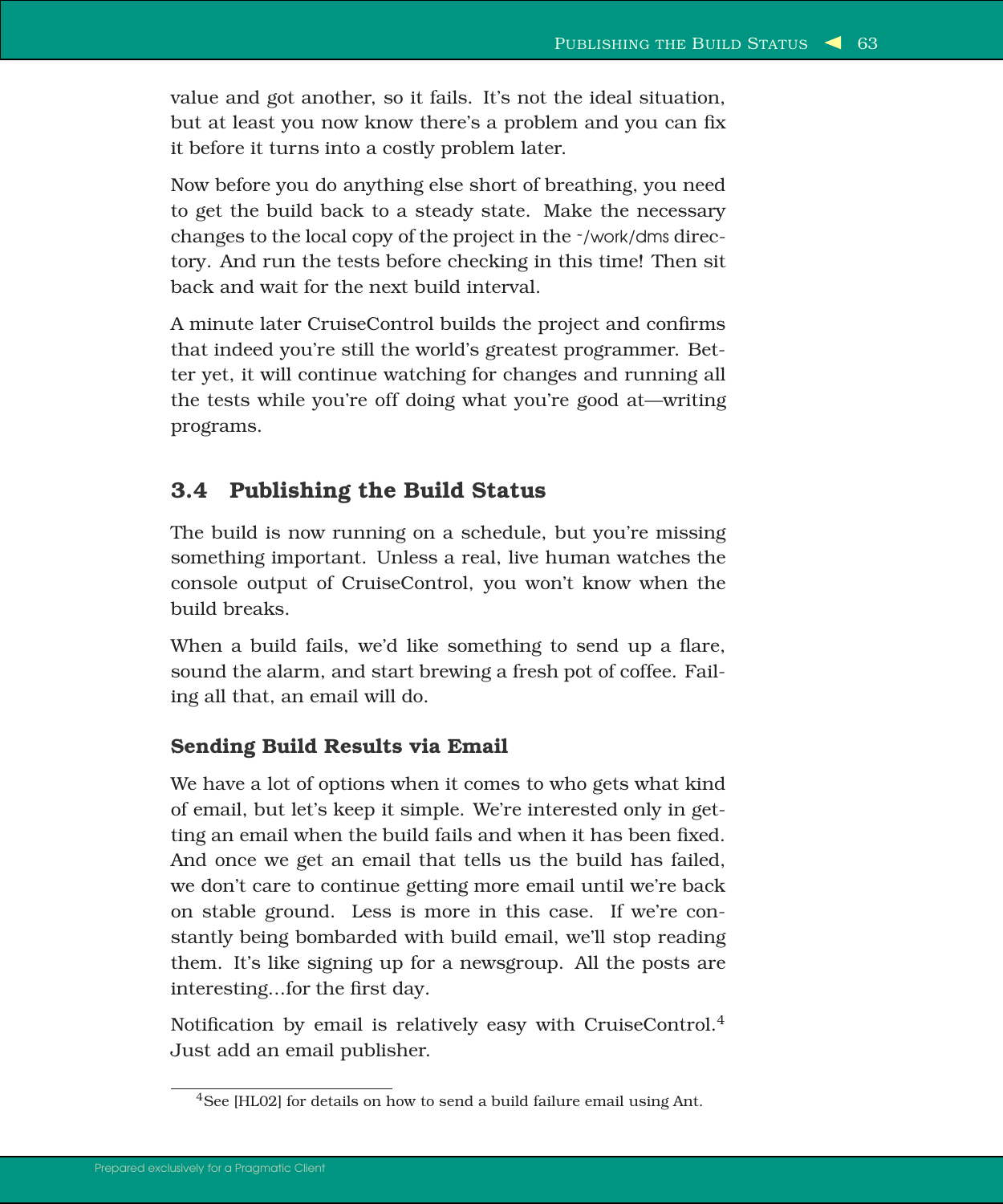value and got another, so it fails. It's not the ideal situation, but at least you now know there's a problem and you can fix it before it turns into a costly problem later.

Now before you do anything else short of breathing, you need to get the build back to a steady state. Make the necessary changes to the local copy of the project in the ~/work/dms directory. And run the tests before checking in this time! Then sit back and wait for the next build interval.

A minute later CruiseControl builds the project and confirms that indeed you're still the world's greatest programmer. Better yet, it will continue watching for changes and running all the tests while you're off doing what you're good at—writing programs.

## 3.4 Publishing the Build Status

The build is now running on a schedule, but you're missing something important. Unless a real, live human watches the console output of CruiseControl, you won't know when the build breaks.

When a build fails, we'd like something to send up a flare, sound the alarm, and start brewing a fresh pot of coffee. Failing all that, an email will do.

### Sending Build Results via Email

We have a lot of options when it comes to who gets what kind of email, but let's keep it simple. We're interested only in getting an email when the build fails and when it has been fixed. And once we get an email that tells us the build has failed, we don't care to continue getting more email until we're back on stable ground. Less is more in this case. If we're constantly being bombarded with build email, we'll stop reading them. It's like signing up for a newsgroup. All the posts are interesting...for the first day.

Notification by email is relatively easy with CruiseControl.[4] Just add an email publisher.

[4] See [HL02] for details on how to send a build failure email using Ant.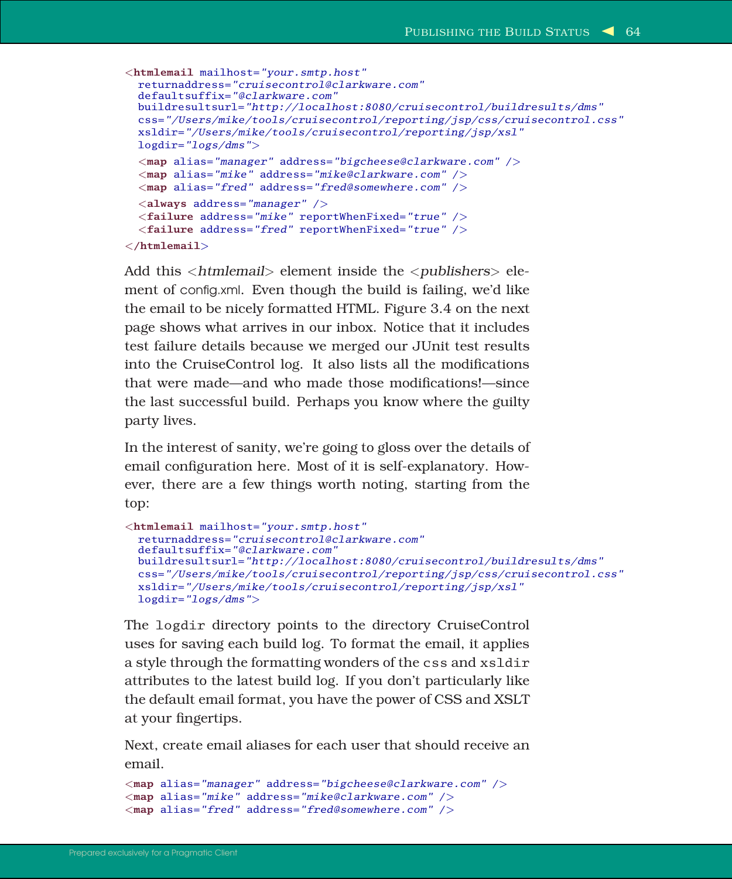```
<htmlemail mailhost="your.smtp.host"
  returnaddress="cruisecontrol@clarkware.com"
  defaultsuffix="@clarkware.com"
  buildresultsurl="http://localhost:8080/cruisecontrol/buildresults/dms"
  css="/Users/mike/tools/cruisecontrol/reporting/jsp/css/cruisecontrol.css"
  xsldir="/Users/mike/tools/cruisecontrol/reporting/jsp/xsl"
  logdir="logs/dms">
  <map alias="manager" address="bigcheese@clarkware.com" />
  <map alias="mike" address="mike@clarkware.com" />
  <map alias="fred" address="fred@somewhere.com" />
  <always address="manager" />
  <failure address="mike" reportWhenFixed="true" />
  <failure address="fred" reportWhenFixed="true" />
</htmlemail>
```

Add this <*htmlemail*> element inside the <*publishers*> element of config.xml. Even though the build is failing, we'd like the email to be nicely formatted HTML. Figure 3.4 on the next page shows what arrives in our inbox. Notice that it includes test failure details because we merged our JUnit test results into the CruiseControl log. It also lists all the modifications that were made—and who made those modifications!—since the last successful build. Perhaps you know where the guilty party lives.

In the interest of sanity, we're going to gloss over the details of email configuration here. Most of it is self-explanatory. However, there are a few things worth noting, starting from the top:

```
<htmlemail mailhost="your.smtp.host"
  returnaddress="cruisecontrol@clarkware.com"
  defaultsuffix="@clarkware.com"
  buildresultsurl="http://localhost:8080/cruisecontrol/buildresults/dms"
  css="/Users/mike/tools/cruisecontrol/reporting/jsp/css/cruisecontrol.css"
  xsldir="/Users/mike/tools/cruisecontrol/reporting/jsp/xsl"
  logdir="logs/dms">
```

The `logdir` directory points to the directory CruiseControl uses for saving each build log. To format the email, it applies a style through the formatting wonders of the `css` and `xsldir` attributes to the latest build log. If you don't particularly like the default email format, you have the power of CSS and XSLT at your fingertips.

Next, create email aliases for each user that should receive an email.

```
<map alias="manager" address="bigcheese@clarkware.com" />
<map alias="mike" address="mike@clarkware.com" />
<map alias="fred" address="fred@somewhere.com" />
```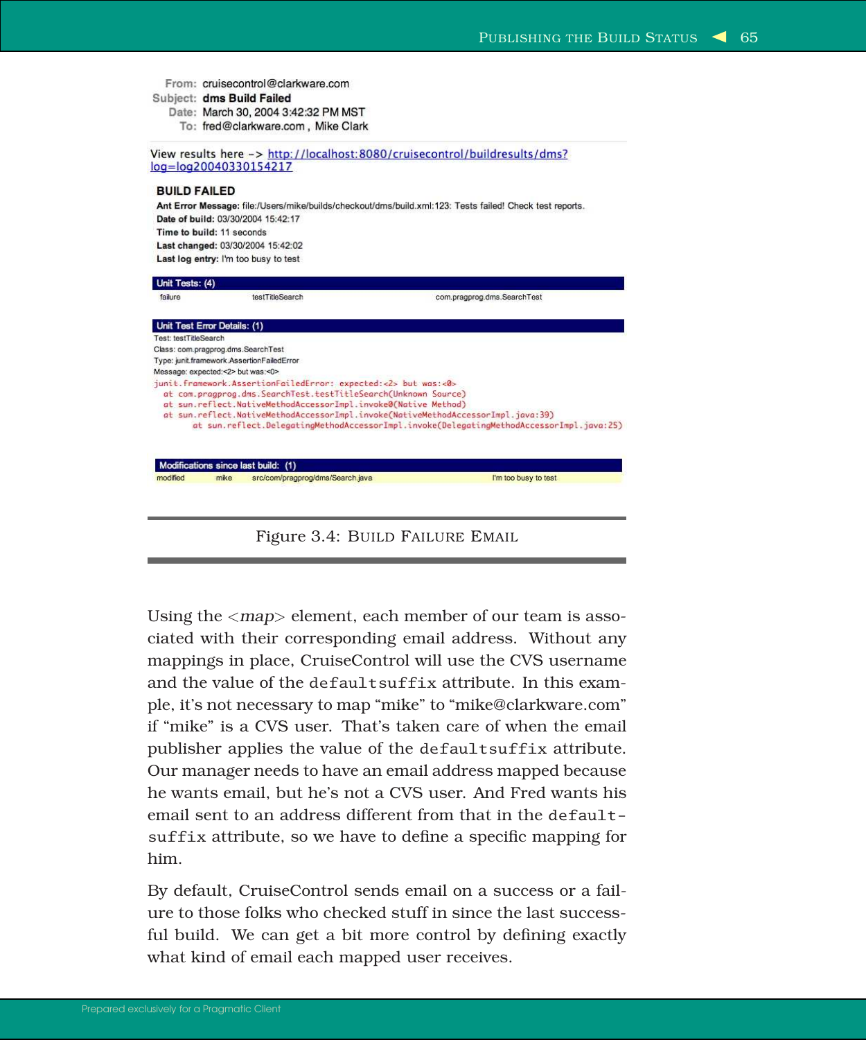From: cruisecontrol@clarkware.com
Subject: **dms Build Failed**
Date: March 30, 2004 3:42:32 PM MST
To: fred@clarkware.com , Mike Clark

View results here -> http://localhost:8080/cruisecontrol/buildresults/dms?log=log20040330154217

**BUILD FAILED**

**Ant Error Message:** file:/Users/mike/builds/checkout/dms/build.xml:123: Tests failed! Check test reports.
**Date of build:** 03/30/2004 15:42:17
**Time to build:** 11 seconds
**Last changed:** 03/30/2004 15:42:02
**Last log entry:** I'm too busy to test

| Unit Tests: (4) | | |
|---|---|---|
| failure | testTitleSearch | com.pragprog.dms.SearchTest |

**Unit Test Error Details: (1)**

Test: testTitleSearch
Class: com.pragprog.dms.SearchTest
Type: junit.framework.AssertionFailedError
Message: expected:<2> but was:<0>

```
junit.framework.AssertionFailedError: expected:<2> but was:<0>
  at com.pragprog.dms.SearchTest.testTitleSearch(Unknown Source)
  at sun.reflect.NativeMethodAccessorImpl.invoke0(Native Method)
  at sun.reflect.NativeMethodAccessorImpl.invoke(NativeMethodAccessorImpl.java:39)
        at sun.reflect.DelegatingMethodAccessorImpl.invoke(DelegatingMethodAccessorImpl.java:25)
```

| Modifications since last build: (1) | | | |
|---|---|---|---|
| modified | mike | src/com/pragprog/dms/Search.java | I'm too busy to test |

Figure 3.4: Build Failure Email

Using the <*map*> element, each member of our team is associated with their corresponding email address. Without any mappings in place, CruiseControl will use the CVS username and the value of the `defaultsuffix` attribute. In this example, it's not necessary to map "mike" to "mike@clarkware.com" if "mike" is a CVS user. That's taken care of when the email publisher applies the value of the `defaultsuffix` attribute. Our manager needs to have an email address mapped because he wants email, but he's not a CVS user. And Fred wants his email sent to an address different from that in the `defaultsuffix` attribute, so we have to define a specific mapping for him.

By default, CruiseControl sends email on a success or a failure to those folks who checked stuff in since the last successful build. We can get a bit more control by defining exactly what kind of email each mapped user receives.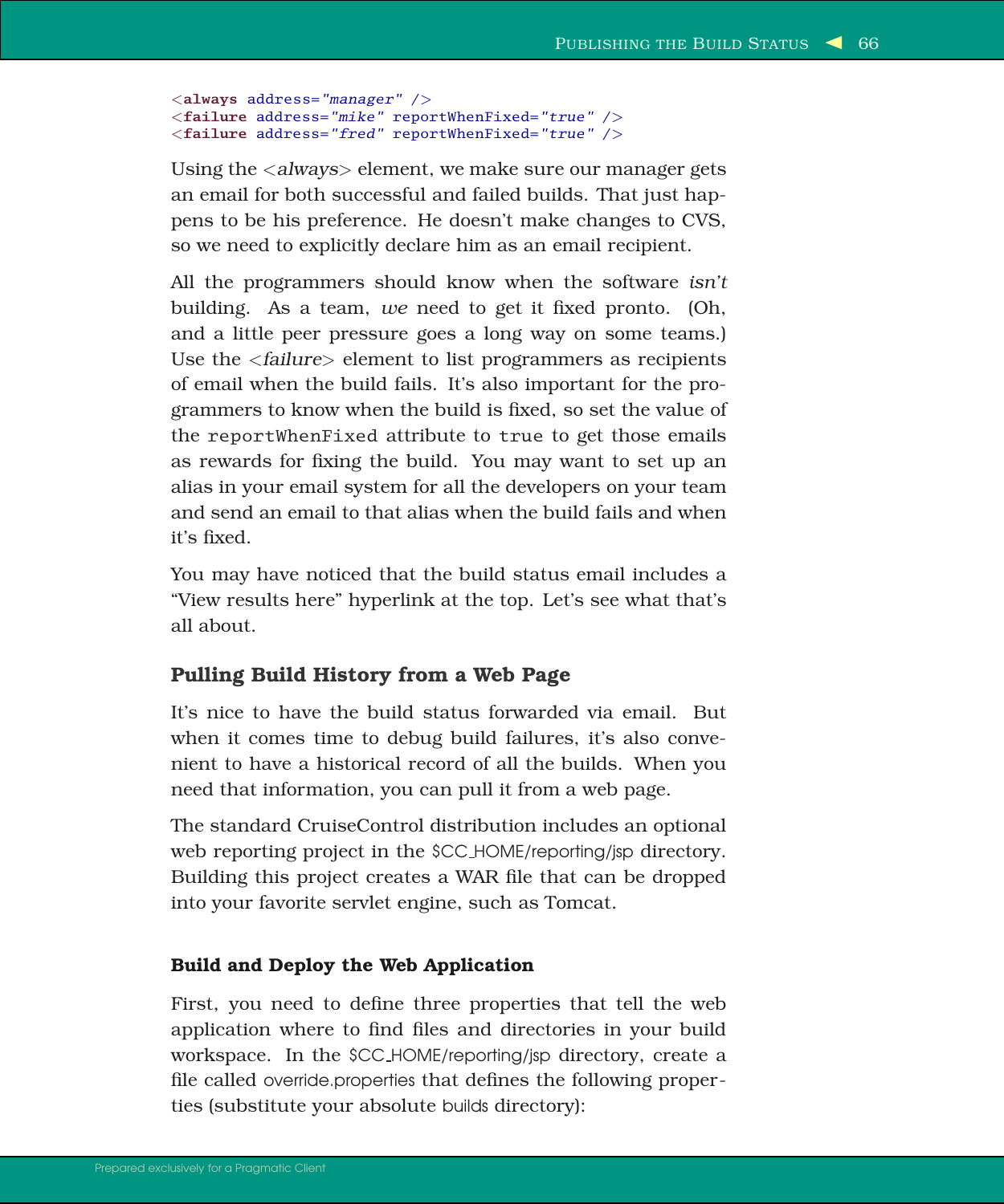```
<always address="manager" />
<failure address="mike" reportWhenFixed="true" />
<failure address="fred" reportWhenFixed="true" />
```

Using the <*always*> element, we make sure our manager gets an email for both successful and failed builds. That just happens to be his preference. He doesn't make changes to CVS, so we need to explicitly declare him as an email recipient.

All the programmers should know when the software *isn't* building. As a team, *we* need to get it fixed pronto. (Oh, and a little peer pressure goes a long way on some teams.) Use the <*failure*> element to list programmers as recipients of email when the build fails. It's also important for the programmers to know when the build is fixed, so set the value of the `reportWhenFixed` attribute to `true` to get those emails as rewards for fixing the build. You may want to set up an alias in your email system for all the developers on your team and send an email to that alias when the build fails and when it's fixed.

You may have noticed that the build status email includes a "View results here" hyperlink at the top. Let's see what that's all about.

### Pulling Build History from a Web Page

It's nice to have the build status forwarded via email. But when it comes time to debug build failures, it's also convenient to have a historical record of all the builds. When you need that information, you can pull it from a web page.

The standard CruiseControl distribution includes an optional web reporting project in the $CC_HOME/reporting/jsp directory. Building this project creates a WAR file that can be dropped into your favorite servlet engine, such as Tomcat.

#### Build and Deploy the Web Application

First, you need to define three properties that tell the web application where to find files and directories in your build workspace. In the $CC_HOME/reporting/jsp directory, create a file called override.properties that defines the following properties (substitute your absolute builds directory):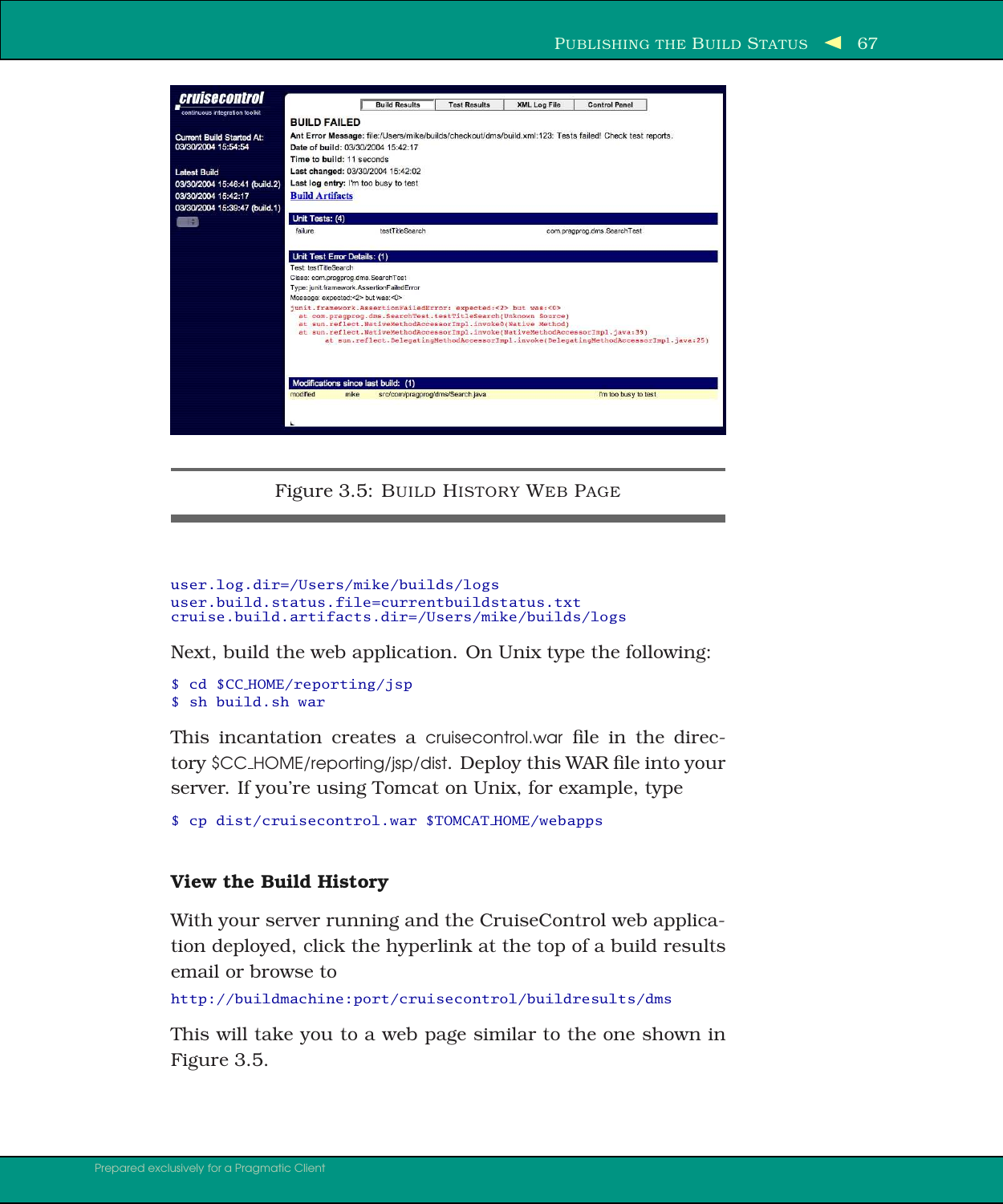Figure 3.5: Build History Web Page

```
user.log.dir=/Users/mike/builds/logs
user.build.status.file=currentbuildstatus.txt
cruise.build.artifacts.dir=/Users/mike/builds/logs
```

Next, build the web application. On Unix type the following:

```
$ cd $CC_HOME/reporting/jsp
$ sh build.sh war
```

This incantation creates a cruisecontrol.war file in the directory $CC_HOME/reporting/jsp/dist. Deploy this WAR file into your server. If you're using Tomcat on Unix, for example, type

```
$ cp dist/cruisecontrol.war $TOMCAT_HOME/webapps
```

### View the Build History

With your server running and the CruiseControl web application deployed, click the hyperlink at the top of a build results email or browse to

```
http://buildmachine:port/cruisecontrol/buildresults/dms
```

This will take you to a web page similar to the one shown in Figure 3.5.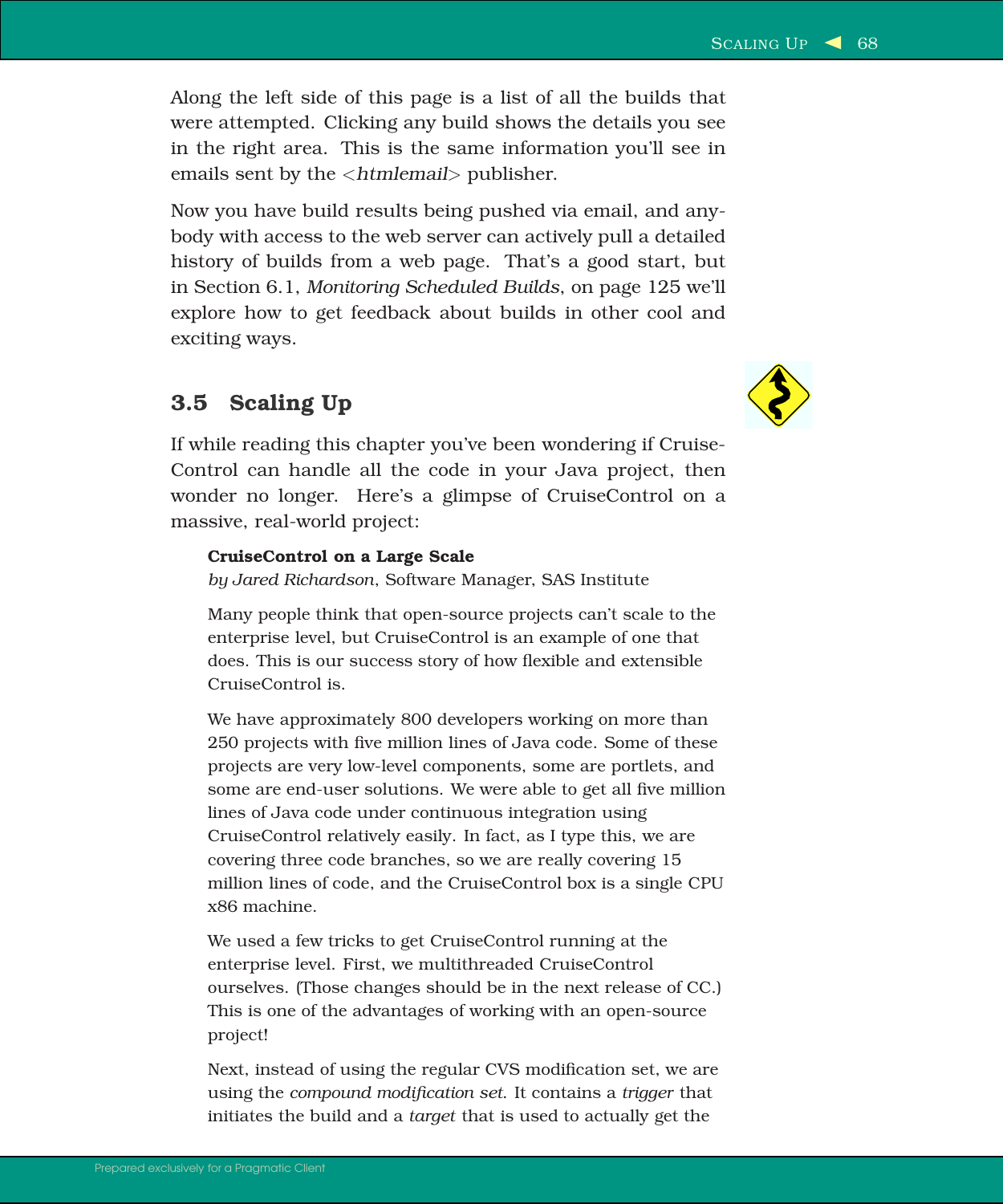Along the left side of this page is a list of all the builds that were attempted. Clicking any build shows the details you see in the right area. This is the same information you'll see in emails sent by the <*htmlemail*> publisher.

Now you have build results being pushed via email, and anybody with access to the web server can actively pull a detailed history of builds from a web page. That's a good start, but in Section 6.1, *Monitoring Scheduled Builds*, on page 125 we'll explore how to get feedback about builds in other cool and exciting ways.

## 3.5 Scaling Up

If while reading this chapter you've been wondering if CruiseControl can handle all the code in your Java project, then wonder no longer. Here's a glimpse of CruiseControl on a massive, real-world project:

> **CruiseControl on a Large Scale**
> *by Jared Richardson*, Software Manager, SAS Institute
>
> Many people think that open-source projects can't scale to the enterprise level, but CruiseControl is an example of one that does. This is our success story of how flexible and extensible CruiseControl is.
>
> We have approximately 800 developers working on more than 250 projects with five million lines of Java code. Some of these projects are very low-level components, some are portlets, and some are end-user solutions. We were able to get all five million lines of Java code under continuous integration using CruiseControl relatively easily. In fact, as I type this, we are covering three code branches, so we are really covering 15 million lines of code, and the CruiseControl box is a single CPU x86 machine.
>
> We used a few tricks to get CruiseControl running at the enterprise level. First, we multithreaded CruiseControl ourselves. (Those changes should be in the next release of CC.) This is one of the advantages of working with an open-source project!
>
> Next, instead of using the regular CVS modification set, we are using the *compound modification set*. It contains a *trigger* that initiates the build and a *target* that is used to actually get the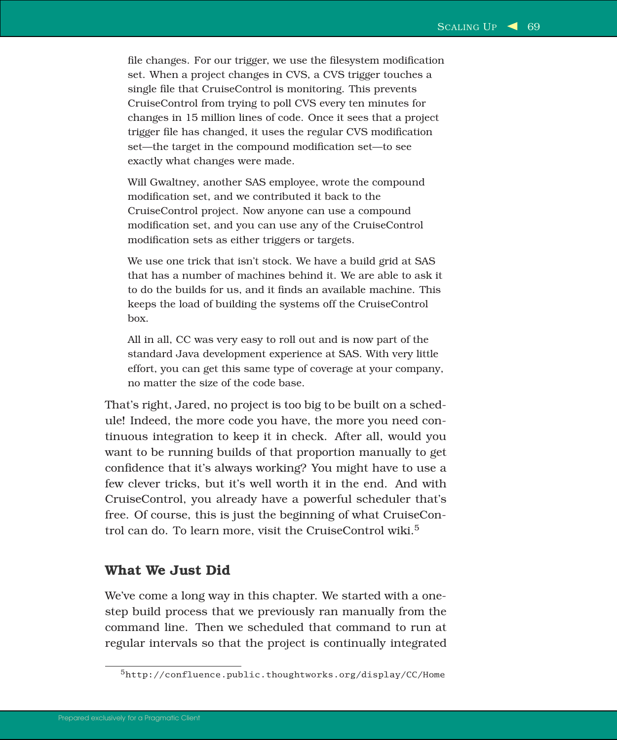file changes. For our trigger, we use the filesystem modification set. When a project changes in CVS, a CVS trigger touches a single file that CruiseControl is monitoring. This prevents CruiseControl from trying to poll CVS every ten minutes for changes in 15 million lines of code. Once it sees that a project trigger file has changed, it uses the regular CVS modification set—the target in the compound modification set—to see exactly what changes were made.

Will Gwaltney, another SAS employee, wrote the compound modification set, and we contributed it back to the CruiseControl project. Now anyone can use a compound modification set, and you can use any of the CruiseControl modification sets as either triggers or targets.

We use one trick that isn't stock. We have a build grid at SAS that has a number of machines behind it. We are able to ask it to do the builds for us, and it finds an available machine. This keeps the load of building the systems off the CruiseControl box.

All in all, CC was very easy to roll out and is now part of the standard Java development experience at SAS. With very little effort, you can get this same type of coverage at your company, no matter the size of the code base.

That's right, Jared, no project is too big to be built on a schedule! Indeed, the more code you have, the more you need continuous integration to keep it in check. After all, would you want to be running builds of that proportion manually to get confidence that it's always working? You might have to use a few clever tricks, but it's well worth it in the end. And with CruiseControl, you already have a powerful scheduler that's free. Of course, this is just the beginning of what CruiseControl can do. To learn more, visit the CruiseControl wiki.[5]

## What We Just Did

We've come a long way in this chapter. We started with a one-step build process that we previously ran manually from the command line. Then we scheduled that command to run at regular intervals so that the project is continually integrated

[5] http://confluence.public.thoughtworks.org/display/CC/Home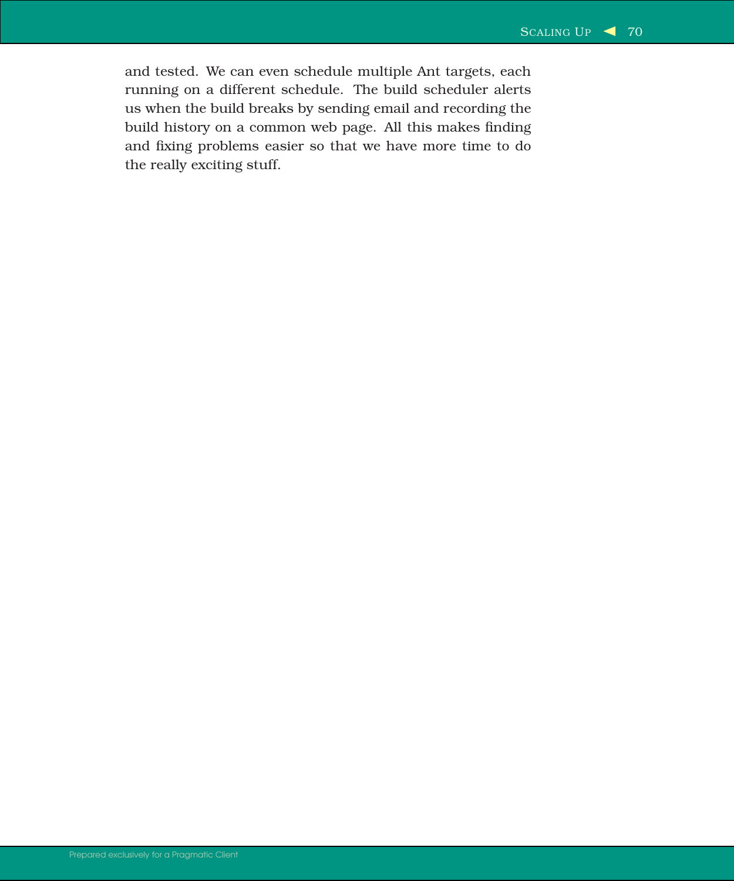and tested. We can even schedule multiple Ant targets, each running on a different schedule. The build scheduler alerts us when the build breaks by sending email and recording the build history on a common web page. All this makes finding and fixing problems easier so that we have more time to do the really exciting stuff.